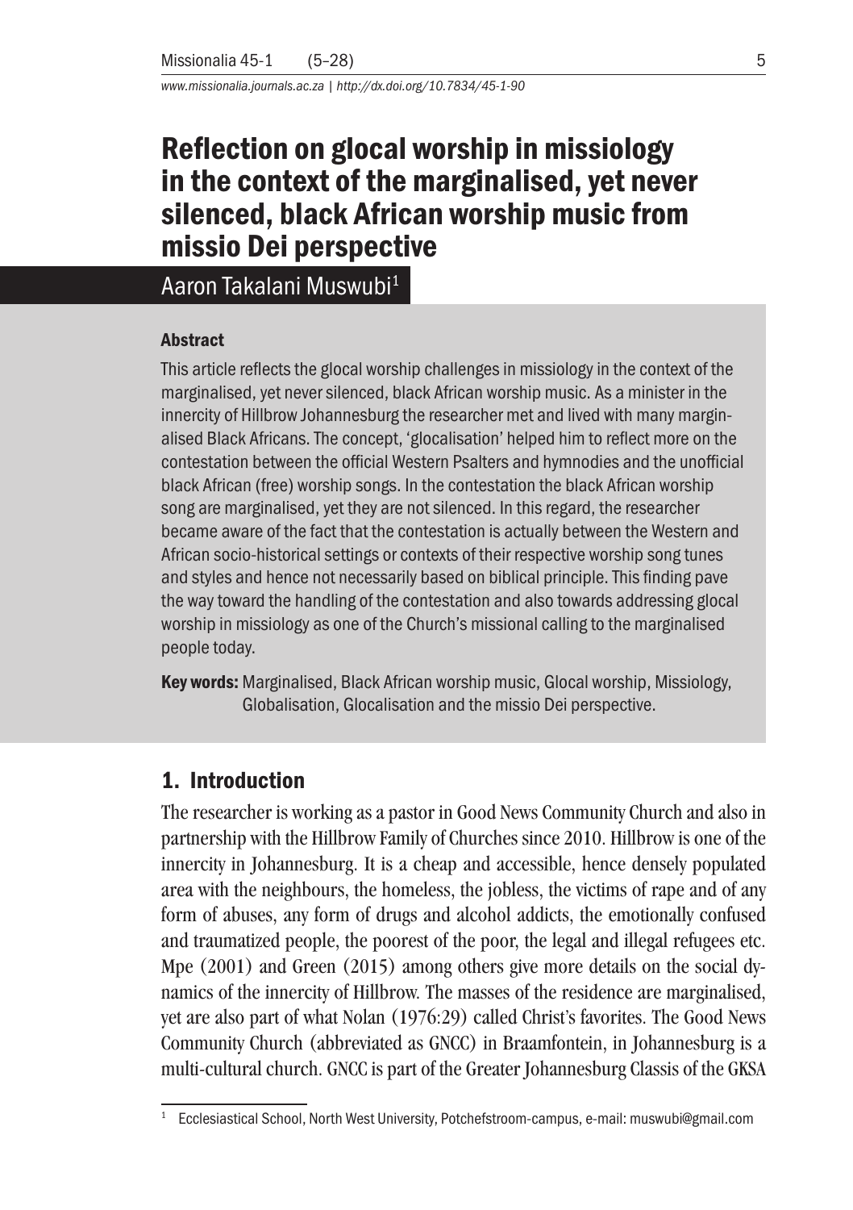# Reflection on glocal worship in missiology in the context of the marginalised, yet never silenced, black African worship music from missio Dei perspective

Aaron Takalani Muswubi[1]

### Abstract

This article reflects the glocal worship challenges in missiology in the context of the marginalised, yet never silenced, black African worship music. As a minister in the innercity of Hillbrow Johannesburg the researcher met and lived with many marginalised Black Africans. The concept, 'glocalisation' helped him to reflect more on the contestation between the official Western Psalters and hymnodies and the unofficial black African (free) worship songs. In the contestation the black African worship song are marginalised, yet they are not silenced. In this regard, the researcher became aware of the fact that the contestation is actually between the Western and African socio-historical settings or contexts of their respective worship song tunes and styles and hence not necessarily based on biblical principle. This finding pave the way toward the handling of the contestation and also towards addressing glocal worship in missiology as one of the Church's missional calling to the marginalised people today.

**Key words:** Marginalised, Black African worship music, Glocal worship, Missiology, Globalisation, Glocalisation and the missio Dei perspective.

## 1. Introduction

The researcher is working as a pastor in Good News Community Church and also in partnership with the Hillbrow Family of Churches since 2010. Hillbrow is one of the innercity in Johannesburg. It is a cheap and accessible, hence densely populated area with the neighbours, the homeless, the jobless, the victims of rape and of any form of abuses, any form of drugs and alcohol addicts, the emotionally confused and traumatized people, the poorest of the poor, the legal and illegal refugees etc. Mpe (2001) and Green (2015) among others give more details on the social dynamics of the innercity of Hillbrow. The masses of the residence are marginalised, yet are also part of what Nolan (1976:29) called Christ's favorites. The Good News Community Church (abbreviated as GNCC) in Braamfontein, in Johannesburg is a multi-cultural church. GNCC is part of the Greater Johannesburg Classis of the GKSA

[1] Ecclesiastical School, North West University, Potchefstroom-campus, e-mail: muswubi@gmail.com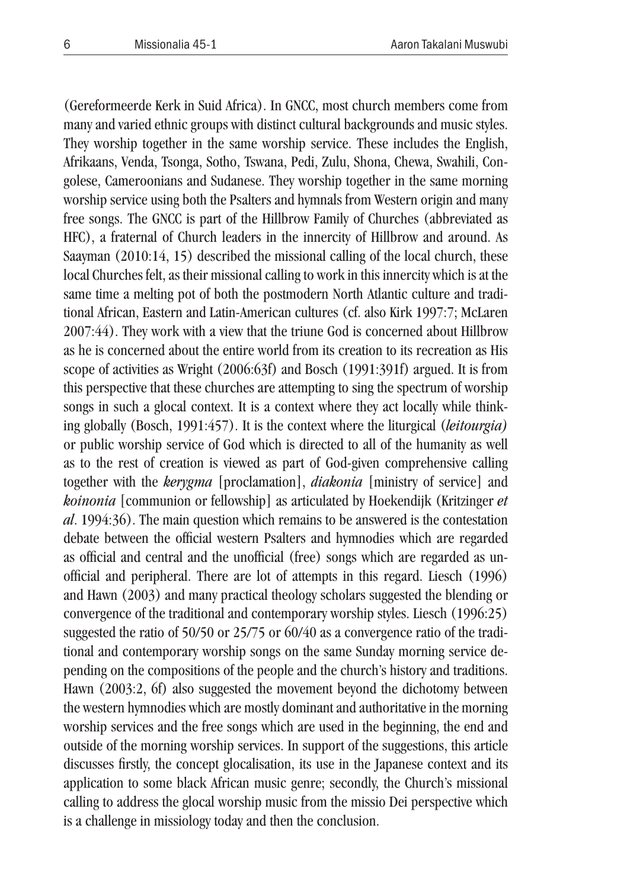(Gereformeerde Kerk in Suid Africa). In GNCC, most church members come from many and varied ethnic groups with distinct cultural backgrounds and music styles. They worship together in the same worship service. These includes the English, Afrikaans, Venda, Tsonga, Sotho, Tswana, Pedi, Zulu, Shona, Chewa, Swahili, Congolese, Cameroonians and Sudanese. They worship together in the same morning worship service using both the Psalters and hymnals from Western origin and many free songs. The GNCC is part of the Hillbrow Family of Churches (abbreviated as HFC), a fraternal of Church leaders in the innercity of Hillbrow and around. As Saayman (2010:14, 15) described the missional calling of the local church, these local Churches felt, as their missional calling to work in this innercity which is at the same time a melting pot of both the postmodern North Atlantic culture and traditional African, Eastern and Latin-American cultures (cf. also Kirk 1997:7; McLaren 2007:44). They work with a view that the triune God is concerned about Hillbrow as he is concerned about the entire world from its creation to its recreation as His scope of activities as Wright (2006:63f) and Bosch (1991:391f) argued. It is from this perspective that these churches are attempting to sing the spectrum of worship songs in such a glocal context. It is a context where they act locally while thinking globally (Bosch, 1991:457). It is the context where the liturgical (*leitourgia)* or public worship service of God which is directed to all of the humanity as well as to the rest of creation is viewed as part of God-given comprehensive calling together with the *kerygma* [proclamation], *diakonia* [ministry of service] and *koinonia* [communion or fellowship] as articulated by Hoekendijk (Kritzinger *et al*. 1994:36). The main question which remains to be answered is the contestation debate between the official western Psalters and hymnodies which are regarded as official and central and the unofficial (free) songs which are regarded as unofficial and peripheral. There are lot of attempts in this regard. Liesch (1996) and Hawn (2003) and many practical theology scholars suggested the blending or convergence of the traditional and contemporary worship styles. Liesch (1996:25) suggested the ratio of 50/50 or 25/75 or 60/40 as a convergence ratio of the traditional and contemporary worship songs on the same Sunday morning service depending on the compositions of the people and the church's history and traditions. Hawn (2003:2, 6f) also suggested the movement beyond the dichotomy between the western hymnodies which are mostly dominant and authoritative in the morning worship services and the free songs which are used in the beginning, the end and outside of the morning worship services. In support of the suggestions, this article discusses firstly, the concept glocalisation, its use in the Japanese context and its application to some black African music genre; secondly, the Church's missional calling to address the glocal worship music from the missio Dei perspective which is a challenge in missiology today and then the conclusion.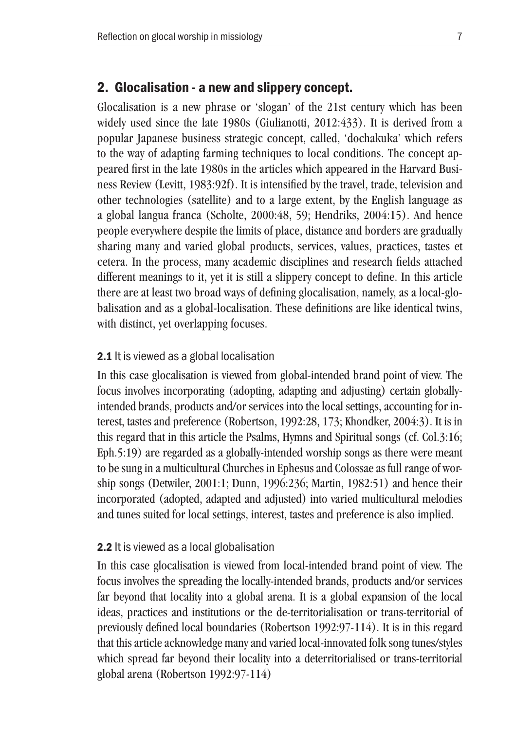## 2. Glocalisation - a new and slippery concept.

Glocalisation is a new phrase or 'slogan' of the 21st century which has been widely used since the late 1980s (Giulianotti, 2012:433). It is derived from a popular Japanese business strategic concept, called, 'dochakuka' which refers to the way of adapting farming techniques to local conditions. The concept appeared first in the late 1980s in the articles which appeared in the Harvard Business Review (Levitt, 1983:92f). It is intensified by the travel, trade, television and other technologies (satellite) and to a large extent, by the English language as a global langua franca (Scholte, 2000:48, 59; Hendriks, 2004:15). And hence people everywhere despite the limits of place, distance and borders are gradually sharing many and varied global products, services, values, practices, tastes et cetera. In the process, many academic disciplines and research fields attached different meanings to it, yet it is still a slippery concept to define. In this article there are at least two broad ways of defining glocalisation, namely, as a local-globalisation and as a global-localisation. These definitions are like identical twins, with distinct, yet overlapping focuses.

### 2.1 It is viewed as a global localisation

In this case glocalisation is viewed from global-intended brand point of view. The focus involves incorporating (adopting, adapting and adjusting) certain globally-intended brands, products and/or services into the local settings, accounting for interest, tastes and preference (Robertson, 1992:28, 173; Khondker, 2004:3). It is in this regard that in this article the Psalms, Hymns and Spiritual songs (cf. Col.3:16; Eph.5:19) are regarded as a globally-intended worship songs as there were meant to be sung in a multicultural Churches in Ephesus and Colossae as full range of worship songs (Detwiler, 2001:1; Dunn, 1996:236; Martin, 1982:51) and hence their incorporated (adopted, adapted and adjusted) into varied multicultural melodies and tunes suited for local settings, interest, tastes and preference is also implied.

### 2.2 It is viewed as a local globalisation

In this case glocalisation is viewed from local-intended brand point of view. The focus involves the spreading the locally-intended brands, products and/or services far beyond that locality into a global arena. It is a global expansion of the local ideas, practices and institutions or the de-territorialisation or trans-territorial of previously defined local boundaries (Robertson 1992:97-114). It is in this regard that this article acknowledge many and varied local-innovated folk song tunes/styles which spread far beyond their locality into a deterritorialised or trans-territorial global arena (Robertson 1992:97-114)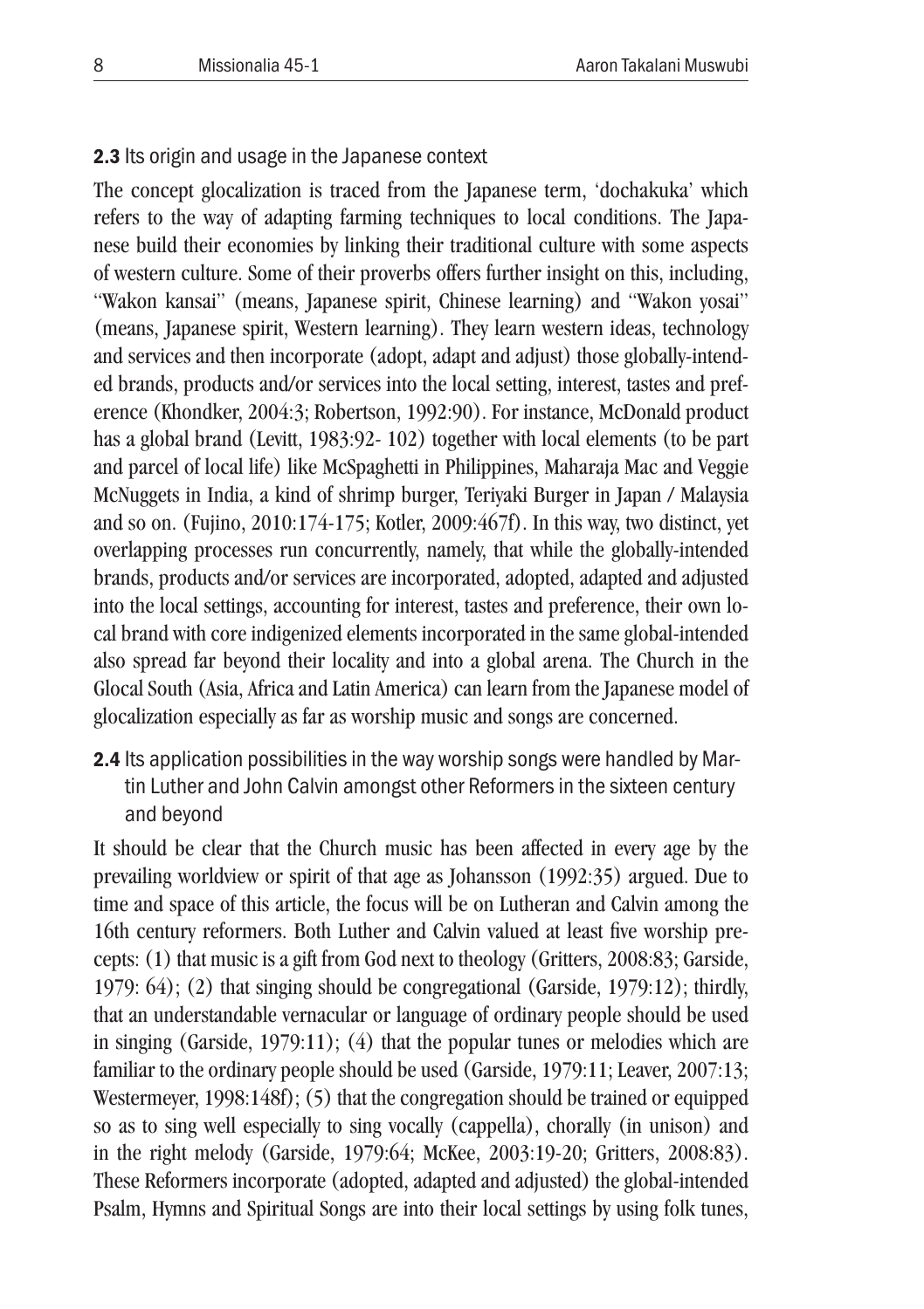**2.3** Its origin and usage in the Japanese context

The concept glocalization is traced from the Japanese term, 'dochakuka' which refers to the way of adapting farming techniques to local conditions. The Japanese build their economies by linking their traditional culture with some aspects of western culture. Some of their proverbs offers further insight on this, including, "Wakon kansai" (means, Japanese spirit, Chinese learning) and "Wakon yosai" (means, Japanese spirit, Western learning). They learn western ideas, technology and services and then incorporate (adopt, adapt and adjust) those globally-intended brands, products and/or services into the local setting, interest, tastes and preference (Khondker, 2004:3; Robertson, 1992:90). For instance, McDonald product has a global brand (Levitt, 1983:92- 102) together with local elements (to be part and parcel of local life) like McSpaghetti in Philippines, Maharaja Mac and Veggie McNuggets in India, a kind of shrimp burger, Teriyaki Burger in Japan / Malaysia and so on. (Fujino, 2010:174-175; Kotler, 2009:467f). In this way, two distinct, yet overlapping processes run concurrently, namely, that while the globally-intended brands, products and/or services are incorporated, adopted, adapted and adjusted into the local settings, accounting for interest, tastes and preference, their own local brand with core indigenized elements incorporated in the same global-intended also spread far beyond their locality and into a global arena. The Church in the Glocal South (Asia, Africa and Latin America) can learn from the Japanese model of glocalization especially as far as worship music and songs are concerned.

**2.4** Its application possibilities in the way worship songs were handled by Martin Luther and John Calvin amongst other Reformers in the sixteen century and beyond

It should be clear that the Church music has been affected in every age by the prevailing worldview or spirit of that age as Johansson (1992:35) argued. Due to time and space of this article, the focus will be on Lutheran and Calvin among the 16th century reformers. Both Luther and Calvin valued at least five worship precepts: (1) that music is a gift from God next to theology (Gritters, 2008:83; Garside, 1979: 64); (2) that singing should be congregational (Garside, 1979:12); thirdly, that an understandable vernacular or language of ordinary people should be used in singing (Garside, 1979:11); (4) that the popular tunes or melodies which are familiar to the ordinary people should be used (Garside, 1979:11; Leaver, 2007:13; Westermeyer, 1998:148f); (5) that the congregation should be trained or equipped so as to sing well especially to sing vocally (cappella), chorally (in unison) and in the right melody (Garside, 1979:64; McKee, 2003:19-20; Gritters, 2008:83). These Reformers incorporate (adopted, adapted and adjusted) the global-intended Psalm, Hymns and Spiritual Songs are into their local settings by using folk tunes,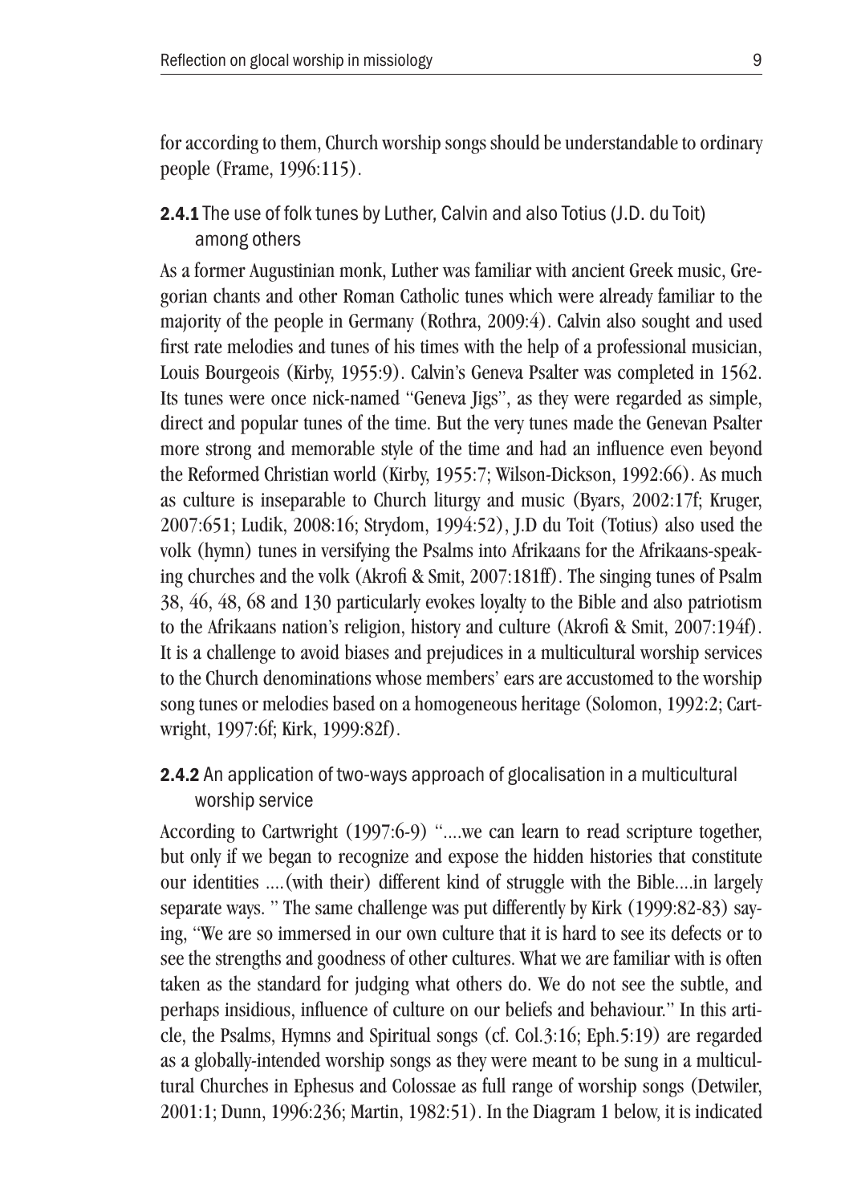for according to them, Church worship songs should be understandable to ordinary people (Frame, 1996:115).

### **2.4.1** The use of folk tunes by Luther, Calvin and also Totius (J.D. du Toit) among others

As a former Augustinian monk, Luther was familiar with ancient Greek music, Gregorian chants and other Roman Catholic tunes which were already familiar to the majority of the people in Germany (Rothra, 2009:4). Calvin also sought and used first rate melodies and tunes of his times with the help of a professional musician, Louis Bourgeois (Kirby, 1955:9). Calvin's Geneva Psalter was completed in 1562. Its tunes were once nick-named "Geneva Jigs", as they were regarded as simple, direct and popular tunes of the time. But the very tunes made the Genevan Psalter more strong and memorable style of the time and had an influence even beyond the Reformed Christian world (Kirby, 1955:7; Wilson-Dickson, 1992:66). As much as culture is inseparable to Church liturgy and music (Byars, 2002:17f; Kruger, 2007:651; Ludik, 2008:16; Strydom, 1994:52), J.D du Toit (Totius) also used the volk (hymn) tunes in versifying the Psalms into Afrikaans for the Afrikaans-speaking churches and the volk (Akrofi & Smit, 2007:181ff). The singing tunes of Psalm 38, 46, 48, 68 and 130 particularly evokes loyalty to the Bible and also patriotism to the Afrikaans nation's religion, history and culture (Akrofi & Smit, 2007:194f). It is a challenge to avoid biases and prejudices in a multicultural worship services to the Church denominations whose members' ears are accustomed to the worship song tunes or melodies based on a homogeneous heritage (Solomon, 1992:2; Cartwright, 1997:6f; Kirk, 1999:82f).

### **2.4.2** An application of two-ways approach of glocalisation in a multicultural worship service

According to Cartwright (1997:6-9) "....we can learn to read scripture together, but only if we began to recognize and expose the hidden histories that constitute our identities ....(with their) different kind of struggle with the Bible....in largely separate ways. " The same challenge was put differently by Kirk (1999:82-83) saying, "We are so immersed in our own culture that it is hard to see its defects or to see the strengths and goodness of other cultures. What we are familiar with is often taken as the standard for judging what others do. We do not see the subtle, and perhaps insidious, influence of culture on our beliefs and behaviour." In this article, the Psalms, Hymns and Spiritual songs (cf. Col.3:16; Eph.5:19) are regarded as a globally-intended worship songs as they were meant to be sung in a multicultural Churches in Ephesus and Colossae as full range of worship songs (Detwiler, 2001:1; Dunn, 1996:236; Martin, 1982:51). In the Diagram 1 below, it is indicated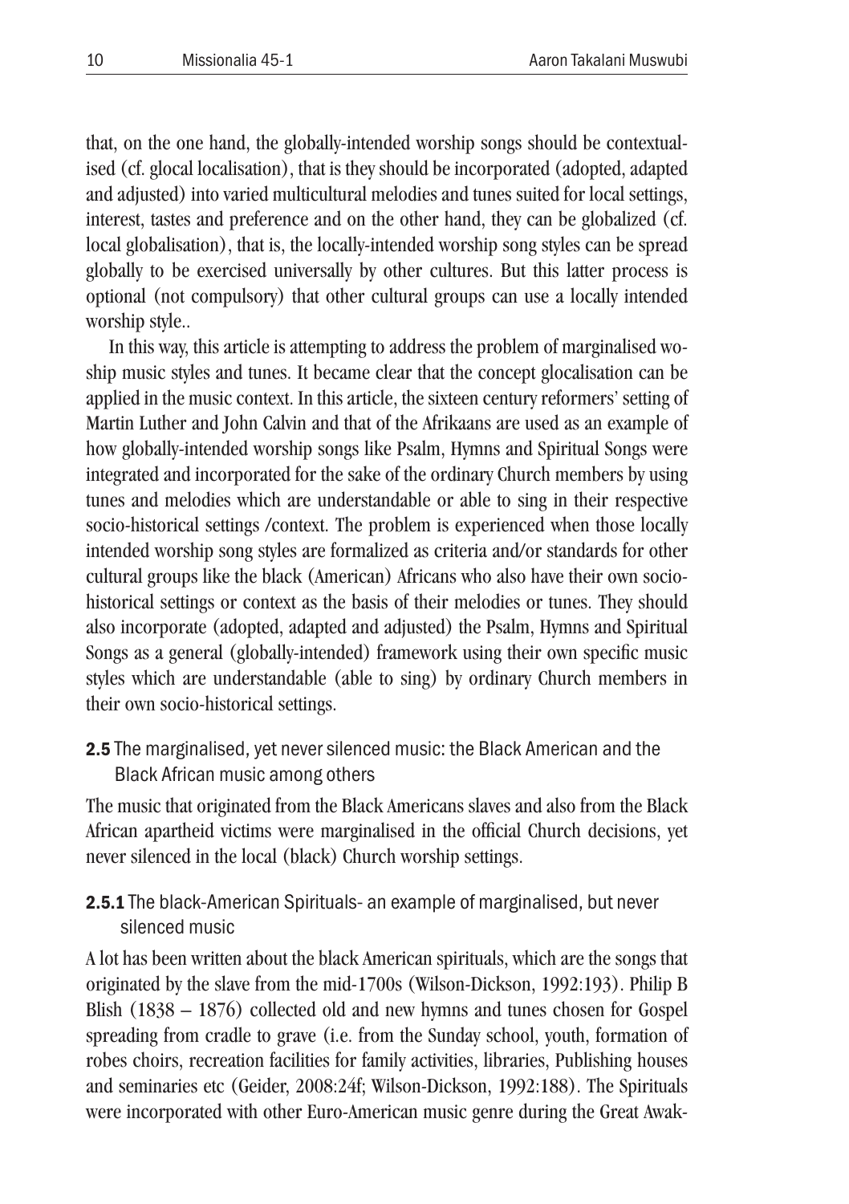that, on the one hand, the globally-intended worship songs should be contextualised (cf. glocal localisation), that is they should be incorporated (adopted, adapted and adjusted) into varied multicultural melodies and tunes suited for local settings, interest, tastes and preference and on the other hand, they can be globalized (cf. local globalisation), that is, the locally-intended worship song styles can be spread globally to be exercised universally by other cultures. But this latter process is optional (not compulsory) that other cultural groups can use a locally intended worship style..

In this way, this article is attempting to address the problem of marginalised woship music styles and tunes. It became clear that the concept glocalisation can be applied in the music context. In this article, the sixteen century reformers' setting of Martin Luther and John Calvin and that of the Afrikaans are used as an example of how globally-intended worship songs like Psalm, Hymns and Spiritual Songs were integrated and incorporated for the sake of the ordinary Church members by using tunes and melodies which are understandable or able to sing in their respective socio-historical settings /context. The problem is experienced when those locally intended worship song styles are formalized as criteria and/or standards for other cultural groups like the black (American) Africans who also have their own socio-historical settings or context as the basis of their melodies or tunes. They should also incorporate (adopted, adapted and adjusted) the Psalm, Hymns and Spiritual Songs as a general (globally-intended) framework using their own specific music styles which are understandable (able to sing) by ordinary Church members in their own socio-historical settings.

### **2.5** The marginalised, yet never silenced music: the Black American and the Black African music among others

The music that originated from the Black Americans slaves and also from the Black African apartheid victims were marginalised in the official Church decisions, yet never silenced in the local (black) Church worship settings.

#### **2.5.1** The black-American Spirituals- an example of marginalised, but never silenced music

A lot has been written about the black American spirituals, which are the songs that originated by the slave from the mid-1700s (Wilson-Dickson, 1992:193). Philip B Blish (1838 – 1876) collected old and new hymns and tunes chosen for Gospel spreading from cradle to grave (i.e. from the Sunday school, youth, formation of robes choirs, recreation facilities for family activities, libraries, Publishing houses and seminaries etc (Geider, 2008:24f; Wilson-Dickson, 1992:188). The Spirituals were incorporated with other Euro-American music genre during the Great Awak-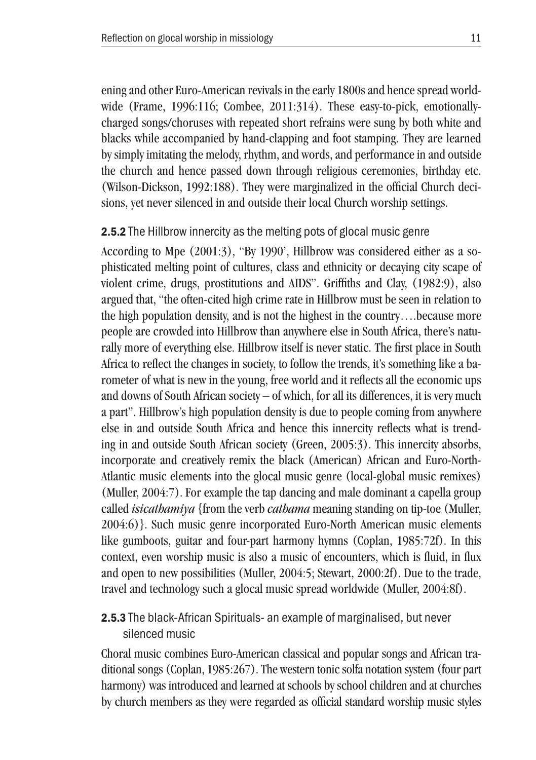ening and other Euro-American revivals in the early 1800s and hence spread worldwide (Frame, 1996:116; Combee, 2011:314). These easy-to-pick, emotionally-charged songs/choruses with repeated short refrains were sung by both white and blacks while accompanied by hand-clapping and foot stamping. They are learned by simply imitating the melody, rhythm, and words, and performance in and outside the church and hence passed down through religious ceremonies, birthday etc. (Wilson-Dickson, 1992:188). They were marginalized in the official Church decisions, yet never silenced in and outside their local Church worship settings.

### **2.5.2** The Hillbrow innercity as the melting pots of glocal music genre

According to Mpe (2001:3), "By 1990', Hillbrow was considered either as a sophisticated melting point of cultures, class and ethnicity or decaying city scape of violent crime, drugs, prostitutions and AIDS". Griffiths and Clay, (1982:9), also argued that, "the often-cited high crime rate in Hillbrow must be seen in relation to the high population density, and is not the highest in the country….because more people are crowded into Hillbrow than anywhere else in South Africa, there's naturally more of everything else. Hillbrow itself is never static. The first place in South Africa to reflect the changes in society, to follow the trends, it's something like a barometer of what is new in the young, free world and it reflects all the economic ups and downs of South African society – of which, for all its differences, it is very much a part". Hillbrow's high population density is due to people coming from anywhere else in and outside South Africa and hence this innercity reflects what is trending in and outside South African society (Green, 2005:3). This innercity absorbs, incorporate and creatively remix the black (American) African and Euro-North-Atlantic music elements into the glocal music genre (local-global music remixes) (Muller, 2004:7). For example the tap dancing and male dominant a capella group called *isicathamiya* {from the verb *cathama* meaning standing on tip-toe (Muller, 2004:6)}. Such music genre incorporated Euro-North American music elements like gumboots, guitar and four-part harmony hymns (Coplan, 1985:72f). In this context, even worship music is also a music of encounters, which is fluid, in flux and open to new possibilities (Muller, 2004:5; Stewart, 2000:2f). Due to the trade, travel and technology such a glocal music spread worldwide (Muller, 2004:8f).

### **2.5.3** The black-African Spirituals- an example of marginalised, but never silenced music

Choral music combines Euro-American classical and popular songs and African traditional songs (Coplan, 1985:267). The western tonic solfa notation system (four part harmony) was introduced and learned at schools by school children and at churches by church members as they were regarded as official standard worship music styles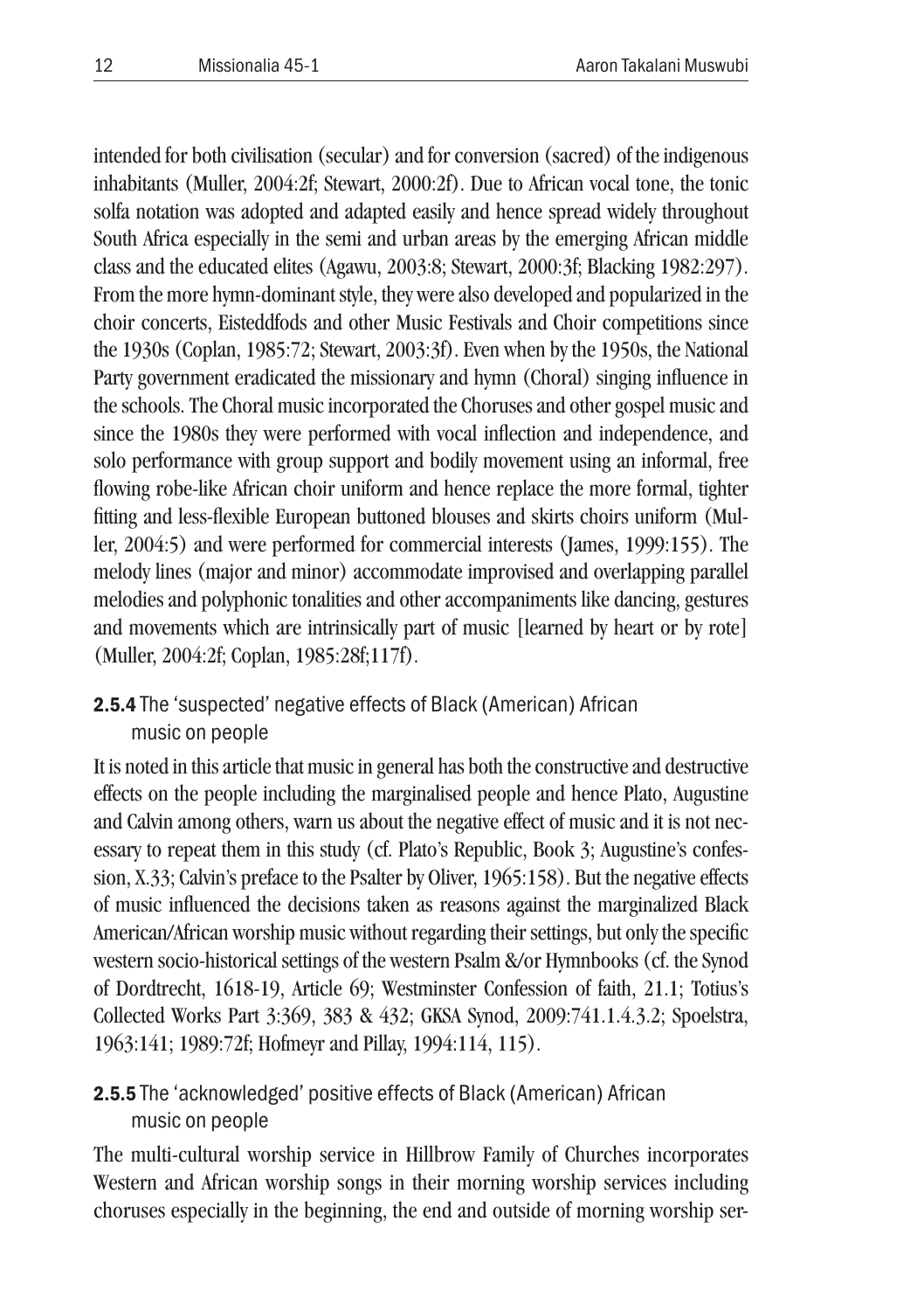intended for both civilisation (secular) and for conversion (sacred) of the indigenous inhabitants (Muller, 2004:2f; Stewart, 2000:2f). Due to African vocal tone, the tonic solfa notation was adopted and adapted easily and hence spread widely throughout South Africa especially in the semi and urban areas by the emerging African middle class and the educated elites (Agawu, 2003:8; Stewart, 2000:3f; Blacking 1982:297). From the more hymn-dominant style, they were also developed and popularized in the choir concerts, Eisteddfods and other Music Festivals and Choir competitions since the 1930s (Coplan, 1985:72; Stewart, 2003:3f). Even when by the 1950s, the National Party government eradicated the missionary and hymn (Choral) singing influence in the schools. The Choral music incorporated the Choruses and other gospel music and since the 1980s they were performed with vocal inflection and independence, and solo performance with group support and bodily movement using an informal, free flowing robe-like African choir uniform and hence replace the more formal, tighter fitting and less-flexible European buttoned blouses and skirts choirs uniform (Muller, 2004:5) and were performed for commercial interests (James, 1999:155). The melody lines (major and minor) accommodate improvised and overlapping parallel melodies and polyphonic tonalities and other accompaniments like dancing, gestures and movements which are intrinsically part of music [learned by heart or by rote] (Muller, 2004:2f; Coplan, 1985:28f;117f).

### 2.5.4 The 'suspected' negative effects of Black (American) African music on people

It is noted in this article that music in general has both the constructive and destructive effects on the people including the marginalised people and hence Plato, Augustine and Calvin among others, warn us about the negative effect of music and it is not necessary to repeat them in this study (cf. Plato's Republic, Book 3; Augustine's confession, X.33; Calvin's preface to the Psalter by Oliver, 1965:158). But the negative effects of music influenced the decisions taken as reasons against the marginalized Black American/African worship music without regarding their settings, but only the specific western socio-historical settings of the western Psalm &/or Hymnbooks (cf. the Synod of Dordtrecht, 1618-19, Article 69; Westminster Confession of faith, 21.1; Totius's Collected Works Part 3:369, 383 & 432; GKSA Synod, 2009:741.1.4.3.2; Spoelstra, 1963:141; 1989:72f; Hofmeyr and Pillay, 1994:114, 115).

### 2.5.5 The 'acknowledged' positive effects of Black (American) African music on people

The multi-cultural worship service in Hillbrow Family of Churches incorporates Western and African worship songs in their morning worship services including choruses especially in the beginning, the end and outside of morning worship ser-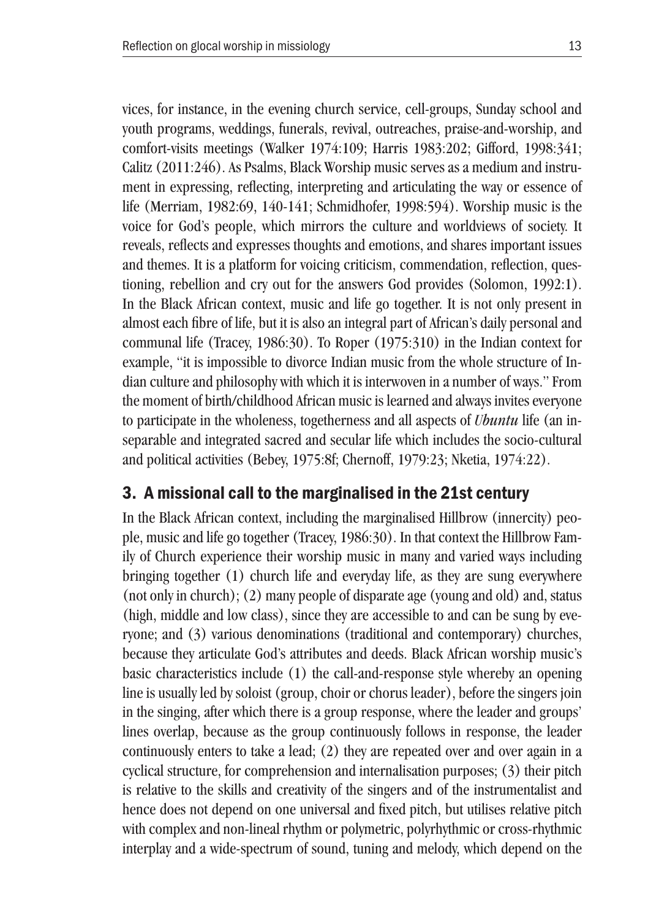vices, for instance, in the evening church service, cell-groups, Sunday school and youth programs, weddings, funerals, revival, outreaches, praise-and-worship, and comfort-visits meetings (Walker 1974:109; Harris 1983:202; Gifford, 1998:341; Calitz (2011:246). As Psalms, Black Worship music serves as a medium and instrument in expressing, reflecting, interpreting and articulating the way or essence of life (Merriam, 1982:69, 140-141; Schmidhofer, 1998:594). Worship music is the voice for God's people, which mirrors the culture and worldviews of society. It reveals, reflects and expresses thoughts and emotions, and shares important issues and themes. It is a platform for voicing criticism, commendation, reflection, questioning, rebellion and cry out for the answers God provides (Solomon, 1992:1). In the Black African context, music and life go together. It is not only present in almost each fibre of life, but it is also an integral part of African's daily personal and communal life (Tracey, 1986:30). To Roper (1975:310) in the Indian context for example, "it is impossible to divorce Indian music from the whole structure of Indian culture and philosophy with which it is interwoven in a number of ways." From the moment of birth/childhood African music is learned and always invites everyone to participate in the wholeness, togetherness and all aspects of *Ubuntu* life (an inseparable and integrated sacred and secular life which includes the socio-cultural and political activities (Bebey, 1975:8f; Chernoff, 1979:23; Nketia, 1974:22).

## 3. A missional call to the marginalised in the 21st century

In the Black African context, including the marginalised Hillbrow (innercity) people, music and life go together (Tracey, 1986:30). In that context the Hillbrow Family of Church experience their worship music in many and varied ways including bringing together (1) church life and everyday life, as they are sung everywhere (not only in church); (2) many people of disparate age (young and old) and, status (high, middle and low class), since they are accessible to and can be sung by everyone; and (3) various denominations (traditional and contemporary) churches, because they articulate God's attributes and deeds. Black African worship music's basic characteristics include (1) the call-and-response style whereby an opening line is usually led by soloist (group, choir or chorus leader), before the singers join in the singing, after which there is a group response, where the leader and groups' lines overlap, because as the group continuously follows in response, the leader continuously enters to take a lead; (2) they are repeated over and over again in a cyclical structure, for comprehension and internalisation purposes; (3) their pitch is relative to the skills and creativity of the singers and of the instrumentalist and hence does not depend on one universal and fixed pitch, but utilises relative pitch with complex and non-lineal rhythm or polymetric, polyrhythmic or cross-rhythmic interplay and a wide-spectrum of sound, tuning and melody, which depend on the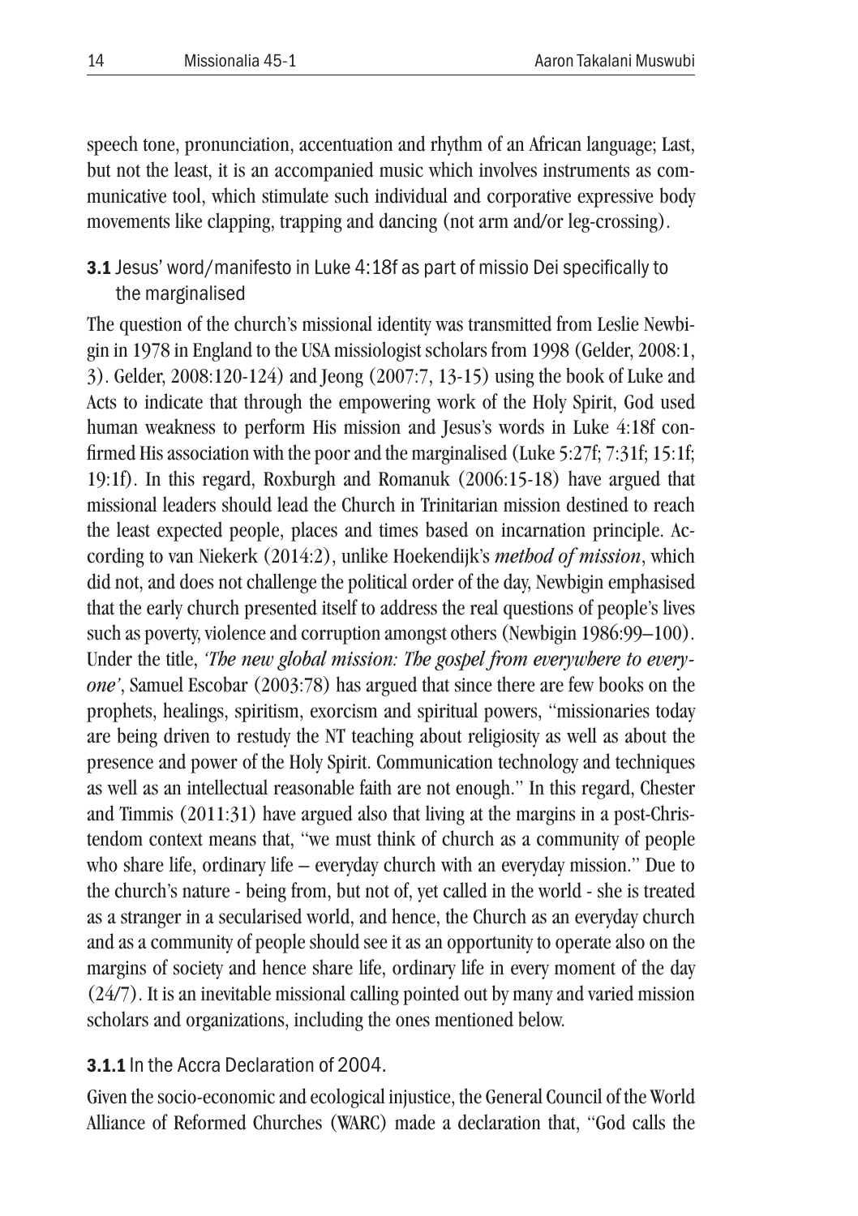speech tone, pronunciation, accentuation and rhythm of an African language; Last, but not the least, it is an accompanied music which involves instruments as communicative tool, which stimulate such individual and corporative expressive body movements like clapping, trapping and dancing (not arm and/or leg-crossing).

### **3.1** Jesus' word/manifesto in Luke 4:18f as part of missio Dei specifically to the marginalised

The question of the church's missional identity was transmitted from Leslie Newbigin in 1978 in England to the USA missiologist scholars from 1998 (Gelder, 2008:1, 3). Gelder, 2008:120-124) and Jeong (2007:7, 13-15) using the book of Luke and Acts to indicate that through the empowering work of the Holy Spirit, God used human weakness to perform His mission and Jesus's words in Luke 4:18f confirmed His association with the poor and the marginalised (Luke 5:27f; 7:31f; 15:1f; 19:1f). In this regard, Roxburgh and Romanuk (2006:15-18) have argued that missional leaders should lead the Church in Trinitarian mission destined to reach the least expected people, places and times based on incarnation principle. According to van Niekerk (2014:2), unlike Hoekendijk's *method of mission*, which did not, and does not challenge the political order of the day, Newbigin emphasised that the early church presented itself to address the real questions of people's lives such as poverty, violence and corruption amongst others (Newbigin 1986:99–100). Under the title, *'The new global mission: The gospel from everywhere to everyone'*, Samuel Escobar (2003:78) has argued that since there are few books on the prophets, healings, spiritism, exorcism and spiritual powers, "missionaries today are being driven to restudy the NT teaching about religiosity as well as about the presence and power of the Holy Spirit. Communication technology and techniques as well as an intellectual reasonable faith are not enough." In this regard, Chester and Timmis (2011:31) have argued also that living at the margins in a post-Christendom context means that, "we must think of church as a community of people who share life, ordinary life – everyday church with an everyday mission." Due to the church's nature - being from, but not of, yet called in the world - she is treated as a stranger in a secularised world, and hence, the Church as an everyday church and as a community of people should see it as an opportunity to operate also on the margins of society and hence share life, ordinary life in every moment of the day (24/7). It is an inevitable missional calling pointed out by many and varied mission scholars and organizations, including the ones mentioned below.

#### **3.1.1** In the Accra Declaration of 2004.

Given the socio-economic and ecological injustice, the General Council of the World Alliance of Reformed Churches (WARC) made a declaration that, "God calls the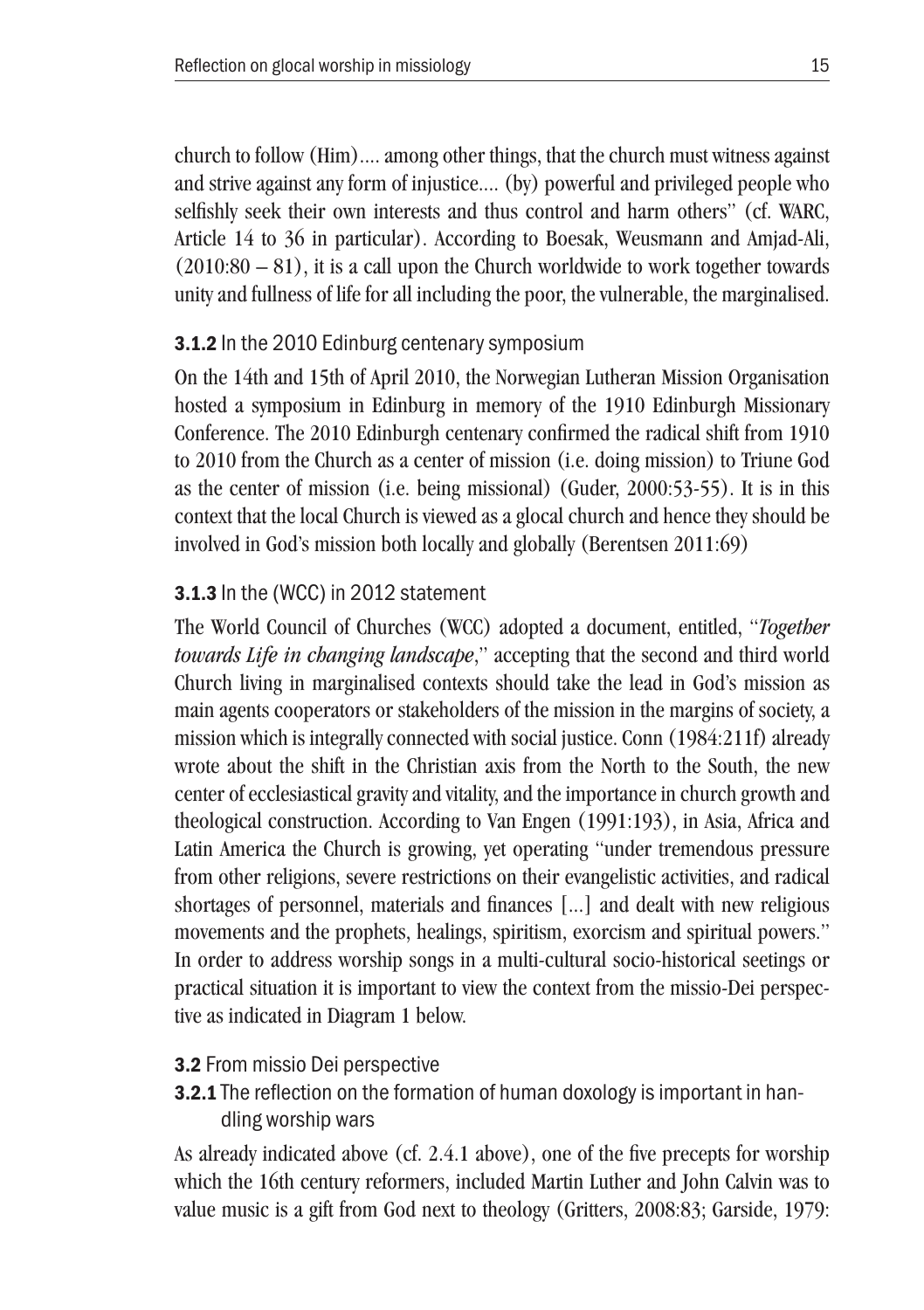church to follow (Him).... among other things, that the church must witness against and strive against any form of injustice.... (by) powerful and privileged people who selfishly seek their own interests and thus control and harm others" (cf. WARC, Article 14 to 36 in particular). According to Boesak, Weusmann and Amjad-Ali, (2010:80 – 81), it is a call upon the Church worldwide to work together towards unity and fullness of life for all including the poor, the vulnerable, the marginalised.

### **3.1.2** In the 2010 Edinburg centenary symposium

On the 14th and 15th of April 2010, the Norwegian Lutheran Mission Organisation hosted a symposium in Edinburg in memory of the 1910 Edinburgh Missionary Conference. The 2010 Edinburgh centenary confirmed the radical shift from 1910 to 2010 from the Church as a center of mission (i.e. doing mission) to Triune God as the center of mission (i.e. being missional) (Guder, 2000:53-55). It is in this context that the local Church is viewed as a glocal church and hence they should be involved in God's mission both locally and globally (Berentsen 2011:69)

### **3.1.3** In the (WCC) in 2012 statement

The World Council of Churches (WCC) adopted a document, entitled, "*Together towards Life in changing landscape*," accepting that the second and third world Church living in marginalised contexts should take the lead in God's mission as main agents cooperators or stakeholders of the mission in the margins of society, a mission which is integrally connected with social justice. Conn (1984:211f) already wrote about the shift in the Christian axis from the North to the South, the new center of ecclesiastical gravity and vitality, and the importance in church growth and theological construction. According to Van Engen (1991:193), in Asia, Africa and Latin America the Church is growing, yet operating "under tremendous pressure from other religions, severe restrictions on their evangelistic activities, and radical shortages of personnel, materials and finances [...] and dealt with new religious movements and the prophets, healings, spiritism, exorcism and spiritual powers." In order to address worship songs in a multi-cultural socio-historical seetings or practical situation it is important to view the context from the missio-Dei perspective as indicated in Diagram 1 below.

## **3.2** From missio Dei perspective

### **3.2.1** The reflection on the formation of human doxology is important in handling worship wars

As already indicated above (cf. 2.4.1 above), one of the five precepts for worship which the 16th century reformers, included Martin Luther and John Calvin was to value music is a gift from God next to theology (Gritters, 2008:83; Garside, 1979: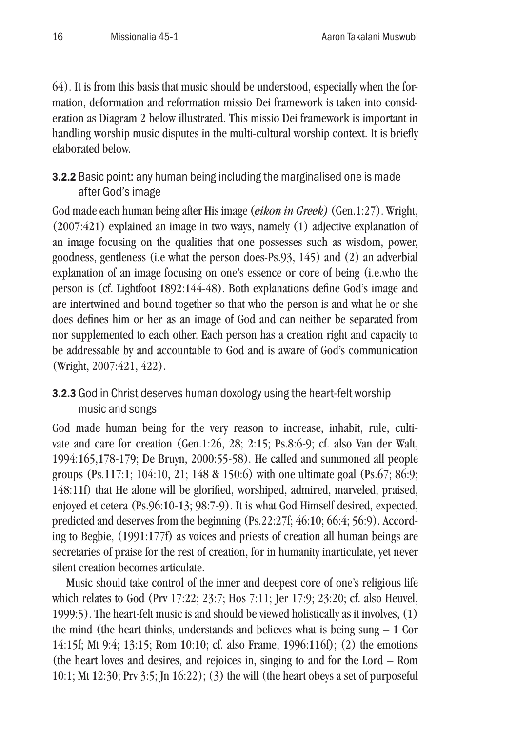64). It is from this basis that music should be understood, especially when the formation, deformation and reformation missio Dei framework is taken into consideration as Diagram 2 below illustrated. This missio Dei framework is important in handling worship music disputes in the multi-cultural worship context. It is briefly elaborated below.

### **3.2.2** Basic point: any human being including the marginalised one is made after God's image

God made each human being after His image (*eikon in Greek*) (Gen.1:27). Wright, (2007:421) explained an image in two ways, namely (1) adjective explanation of an image focusing on the qualities that one possesses such as wisdom, power, goodness, gentleness (i.e what the person does-Ps.93, 145) and (2) an adverbial explanation of an image focusing on one's essence or core of being (i.e.who the person is (cf. Lightfoot 1892:144-48). Both explanations define God's image and are intertwined and bound together so that who the person is and what he or she does defines him or her as an image of God and can neither be separated from nor supplemented to each other. Each person has a creation right and capacity to be addressable by and accountable to God and is aware of God's communication (Wright, 2007:421, 422).

### **3.2.3** God in Christ deserves human doxology using the heart-felt worship music and songs

God made human being for the very reason to increase, inhabit, rule, cultivate and care for creation (Gen.1:26, 28; 2:15; Ps.8:6-9; cf. also Van der Walt, 1994:165,178-179; De Bruyn, 2000:55-58). He called and summoned all people groups (Ps.117:1; 104:10, 21; 148 & 150:6) with one ultimate goal (Ps.67; 86:9; 148:11f) that He alone will be glorified, worshiped, admired, marveled, praised, enjoyed et cetera (Ps.96:10-13; 98:7-9). It is what God Himself desired, expected, predicted and deserves from the beginning (Ps.22:27f; 46:10; 66:4; 56:9). According to Begbie, (1991:177f) as voices and priests of creation all human beings are secretaries of praise for the rest of creation, for in humanity inarticulate, yet never silent creation becomes articulate.

Music should take control of the inner and deepest core of one's religious life which relates to God (Prv 17:22; 23:7; Hos 7:11; Jer 17:9; 23:20; cf. also Heuvel, 1999:5). The heart-felt music is and should be viewed holistically as it involves, (1) the mind (the heart thinks, understands and believes what is being sung – 1 Cor 14:15f; Mt 9:4; 13:15; Rom 10:10; cf. also Frame, 1996:116f); (2) the emotions (the heart loves and desires, and rejoices in, singing to and for the Lord – Rom 10:1; Mt 12:30; Prv 3:5; Jn 16:22); (3) the will (the heart obeys a set of purposeful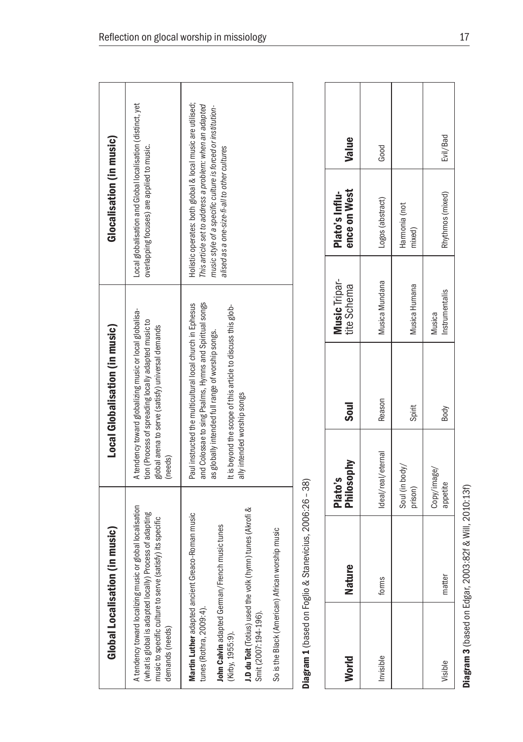| Global Localisation (in music) | Local Globalisation (in music) | Glocalisation (in music) |
|---|---|---|
| A tendency toward localizing music or global localisation (what is global is adapted locally) Process of adapting music to specific culture to serve (satisfy) its specific demands (needs) | A tendency toward globalizing music or local globalisation (Process of spreading locally adapted music to global arena to serve (satisfy) universal demands (needs) | Local globalisation and Global localisation (distinct, yet overlapping focuses) are applied to music. |
| **Martin Luther** adapted ancient Greaco-Roman music tunes (Rothra, 2009:4).<br>**John Calvin** adapted German/French music tunes (Kirby, 1955:9).<br>**J.D du Toit** (Totius) used the volk (hymn) tunes (Akrofi & Smit (2007:194-196).<br>So is the Black (American) African worship music | Paul instructed the multicultural local church in Ephesus and Colossae to sing Psalms, Hymns and Spiritual songs as globally intended full range of worship songs.<br>It is beyond the scope of this article to discuss this globally intended worship songs | Holistic operates: both global & local music are utilised; *This article set to address a problem: when an adapted music style of a specific culture is forced or institutionalised as a one-size-fi-all to other cultures* |

**Diagram 1** (based on Foglio & Stanevicius, 2006:26 – 38)

| World | Nature | Plato's Philosophy | Soul | **Music** Tripartite Schema | Plato's Influence on West | Value |
|---|---|---|---|---|---|---|
| Invisible | forms | Ideal/real/eternal | Reason | Musica Mundana | Logos (abstract) | Good |
| | | Soul (in body/ prison) | Spirit | Musica Humana | Harmonia (not mixed) | |
| Visible | matter | Copy/image/ appetite | Body | Musica Instrumentalis | Rhythmos (mixed) | Evil/Bad |

**Diagram 3** (based on Edgar, 2003:82f & Will, 2010:13f)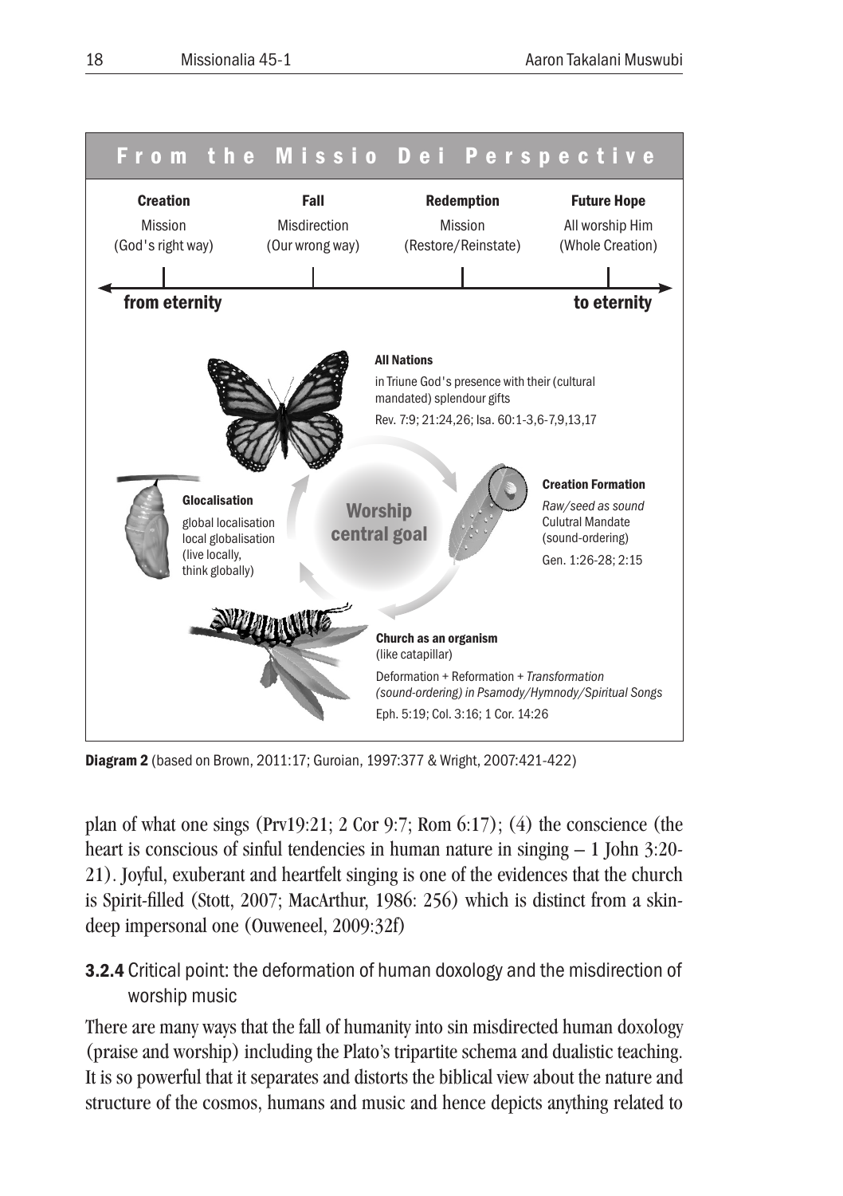**From the Missio Dei Perspective**

| Creation | Fall | Redemption | Future Hope |
| --- | --- | --- | --- |
| Mission (God's right way) | Misdirection (Our wrong way) | Mission (Restore/Reinstate) | All worship Him (Whole Creation) |

from eternity — to eternity

**Worship central goal**

**All Nations**
in Triune God's presence with their (cultural mandated) splendour gifts
Rev. 7:9; 21:24,26; Isa. 60:1-3,6-7,9,13,17

**Creation Formation**
*Raw/seed as sound*
Culutral Mandate (sound-ordering)
Gen. 1:26-28; 2:15

**Church as an organism**
(like catapillar)
Deformation + Reformation + *Transformation (sound-ordering) in Psamody/Hymnody/Spiritual Songs*
Eph. 5:19; Col. 3:16; 1 Cor. 14:26

**Glocalisation**
global localisation
local globalisation
(live locally, think globally)

**Diagram 2** (based on Brown, 2011:17; Guroian, 1997:377 & Wright, 2007:421-422)

plan of what one sings (Prv19:21; 2 Cor 9:7; Rom 6:17); (4) the conscience (the heart is conscious of sinful tendencies in human nature in singing – 1 John 3:20-21). Joyful, exuberant and heartfelt singing is one of the evidences that the church is Spirit-filled (Stott, 2007; MacArthur, 1986: 256) which is distinct from a skin-deep impersonal one (Ouweneel, 2009:32f)

### **3.2.4** Critical point: the deformation of human doxology and the misdirection of worship music

There are many ways that the fall of humanity into sin misdirected human doxology (praise and worship) including the Plato's tripartite schema and dualistic teaching. It is so powerful that it separates and distorts the biblical view about the nature and structure of the cosmos, humans and music and hence depicts anything related to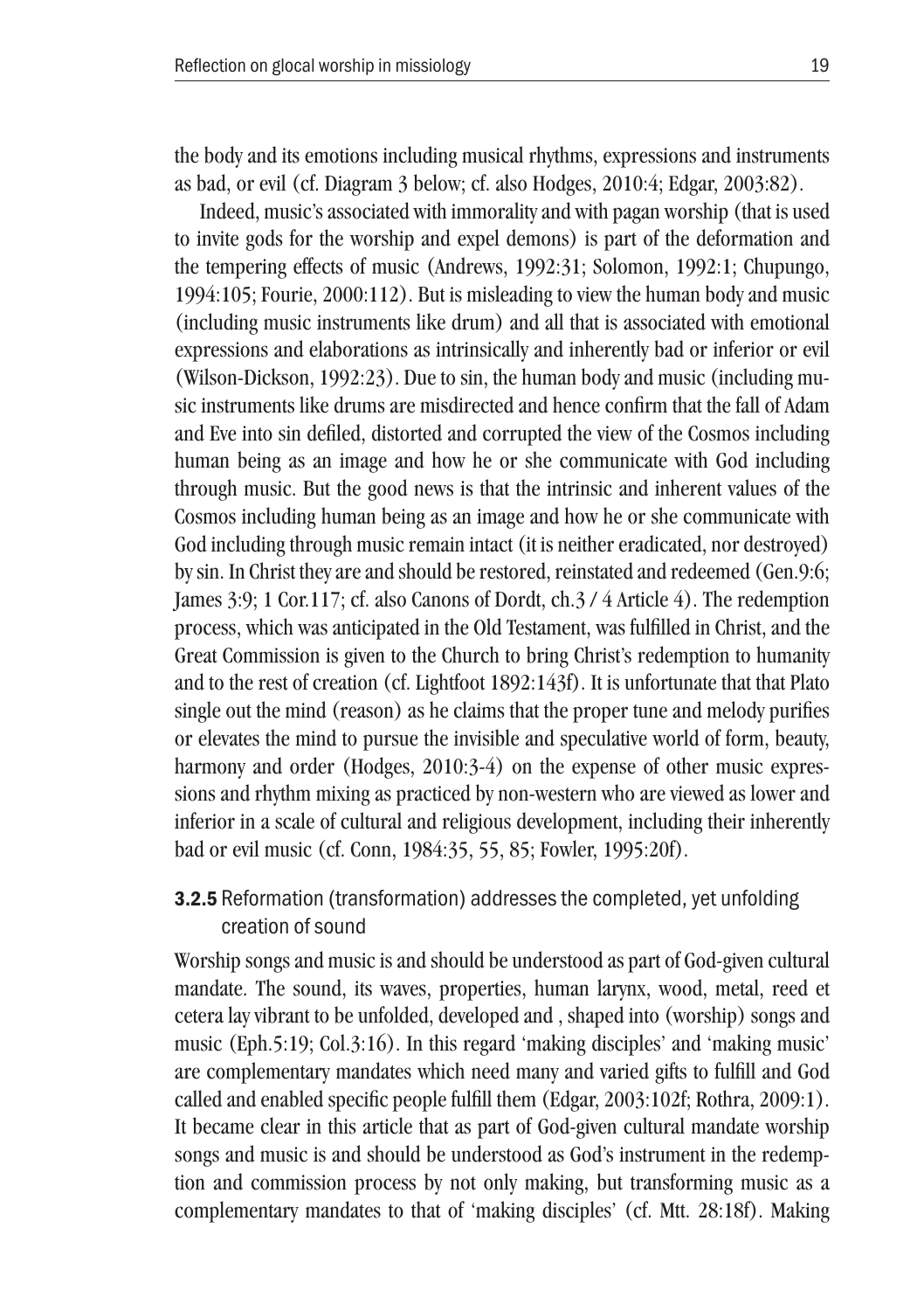the body and its emotions including musical rhythms, expressions and instruments as bad, or evil (cf. Diagram 3 below; cf. also Hodges, 2010:4; Edgar, 2003:82).

Indeed, music's associated with immorality and with pagan worship (that is used to invite gods for the worship and expel demons) is part of the deformation and the tempering effects of music (Andrews, 1992:31; Solomon, 1992:1; Chupungo, 1994:105; Fourie, 2000:112). But is misleading to view the human body and music (including music instruments like drum) and all that is associated with emotional expressions and elaborations as intrinsically and inherently bad or inferior or evil (Wilson-Dickson, 1992:23). Due to sin, the human body and music (including music instruments like drums are misdirected and hence confirm that the fall of Adam and Eve into sin defiled, distorted and corrupted the view of the Cosmos including human being as an image and how he or she communicate with God including through music. But the good news is that the intrinsic and inherent values of the Cosmos including human being as an image and how he or she communicate with God including through music remain intact (it is neither eradicated, nor destroyed) by sin. In Christ they are and should be restored, reinstated and redeemed (Gen.9:6; James 3:9; 1 Cor.117; cf. also Canons of Dordt, ch.3 / 4 Article 4). The redemption process, which was anticipated in the Old Testament, was fulfilled in Christ, and the Great Commission is given to the Church to bring Christ's redemption to humanity and to the rest of creation (cf. Lightfoot 1892:143f). It is unfortunate that that Plato single out the mind (reason) as he claims that the proper tune and melody purifies or elevates the mind to pursue the invisible and speculative world of form, beauty, harmony and order (Hodges, 2010:3-4) on the expense of other music expressions and rhythm mixing as practiced by non-western who are viewed as lower and inferior in a scale of cultural and religious development, including their inherently bad or evil music (cf. Conn, 1984:35, 55, 85; Fowler, 1995:20f).

### **3.2.5** Reformation (transformation) addresses the completed, yet unfolding creation of sound

Worship songs and music is and should be understood as part of God-given cultural mandate. The sound, its waves, properties, human larynx, wood, metal, reed et cetera lay vibrant to be unfolded, developed and , shaped into (worship) songs and music (Eph.5:19; Col.3:16). In this regard 'making disciples' and 'making music' are complementary mandates which need many and varied gifts to fulfill and God called and enabled specific people fulfill them (Edgar, 2003:102f; Rothra, 2009:1). It became clear in this article that as part of God-given cultural mandate worship songs and music is and should be understood as God's instrument in the redemption and commission process by not only making, but transforming music as a complementary mandates to that of 'making disciples' (cf. Mtt. 28:18f). Making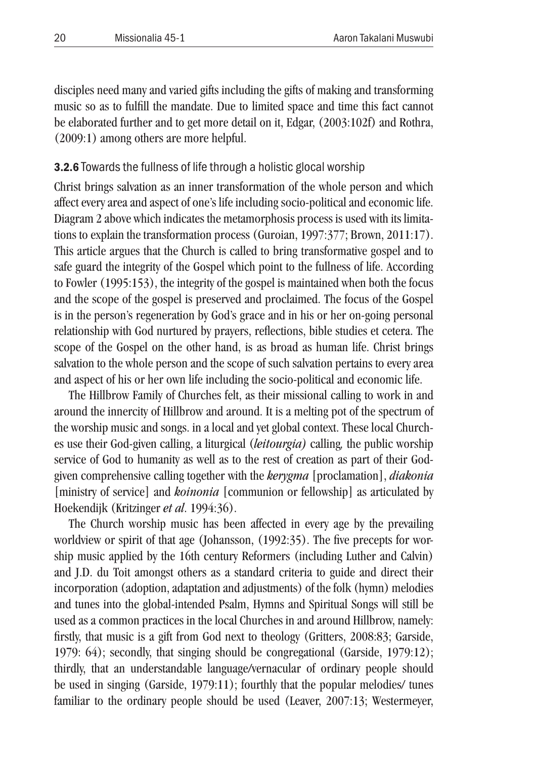disciples need many and varied gifts including the gifts of making and transforming music so as to fulfill the mandate. Due to limited space and time this fact cannot be elaborated further and to get more detail on it, Edgar, (2003:102f) and Rothra, (2009:1) among others are more helpful.

### **3.2.6** Towards the fullness of life through a holistic glocal worship

Christ brings salvation as an inner transformation of the whole person and which affect every area and aspect of one's life including socio-political and economic life. Diagram 2 above which indicates the metamorphosis process is used with its limitations to explain the transformation process (Guroian, 1997:377; Brown, 2011:17). This article argues that the Church is called to bring transformative gospel and to safe guard the integrity of the Gospel which point to the fullness of life. According to Fowler (1995:153), the integrity of the gospel is maintained when both the focus and the scope of the gospel is preserved and proclaimed. The focus of the Gospel is in the person's regeneration by God's grace and in his or her on-going personal relationship with God nurtured by prayers, reflections, bible studies et cetera. The scope of the Gospel on the other hand, is as broad as human life. Christ brings salvation to the whole person and the scope of such salvation pertains to every area and aspect of his or her own life including the socio-political and economic life.

The Hillbrow Family of Churches felt, as their missional calling to work in and around the innercity of Hillbrow and around. It is a melting pot of the spectrum of the worship music and songs. in a local and yet global context. These local Churches use their God-given calling, a liturgical (*leitourgia)* calling, the public worship service of God to humanity as well as to the rest of creation as part of their God-given comprehensive calling together with the ***kerygma*** [proclamation], ***diakonia*** [ministry of service] and ***koinonia*** [communion or fellowship] as articulated by Hoekendijk (Kritzinger *et al*. 1994:36).

The Church worship music has been affected in every age by the prevailing worldview or spirit of that age (Johansson, (1992:35). The five precepts for worship music applied by the 16th century Reformers (including Luther and Calvin) and J.D. du Toit amongst others as a standard criteria to guide and direct their incorporation (adoption, adaptation and adjustments) of the folk (hymn) melodies and tunes into the global-intended Psalm, Hymns and Spiritual Songs will still be used as a common practices in the local Churches in and around Hillbrow, namely: firstly, that music is a gift from God next to theology (Gritters, 2008:83; Garside, 1979: 64); secondly, that singing should be congregational (Garside, 1979:12); thirdly, that an understandable language/vernacular of ordinary people should be used in singing (Garside, 1979:11); fourthly that the popular melodies/ tunes familiar to the ordinary people should be used (Leaver, 2007:13; Westermeyer,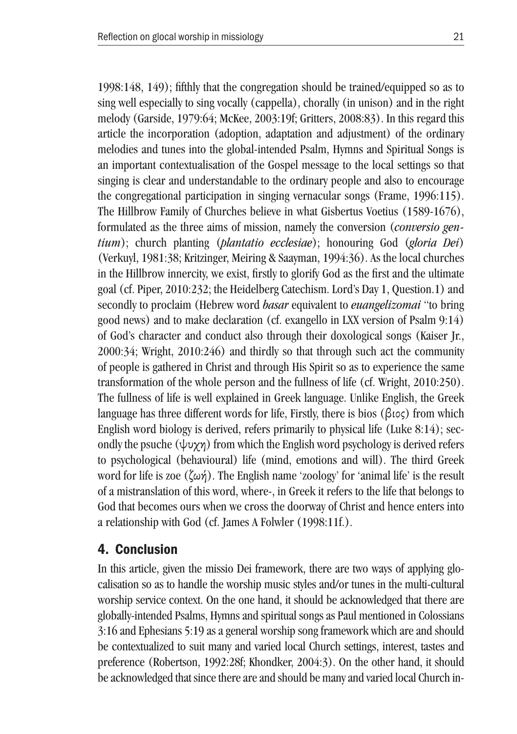1998:148, 149); fifthly that the congregation should be trained/equipped so as to sing well especially to sing vocally (cappella), chorally (in unison) and in the right melody (Garside, 1979:64; McKee, 2003:19f; Gritters, 2008:83). In this regard this article the incorporation (adoption, adaptation and adjustment) of the ordinary melodies and tunes into the global-intended Psalm, Hymns and Spiritual Songs is an important contextualisation of the Gospel message to the local settings so that singing is clear and understandable to the ordinary people and also to encourage the congregational participation in singing vernacular songs (Frame, 1996:115). The Hillbrow Family of Churches believe in what Gisbertus Voetius (1589-1676), formulated as the three aims of mission, namely the conversion (*conversio gentium*); church planting (*plantatio ecclesiae*); honouring God (*gloria Dei*) (Verkuyl, 1981:38; Kritzinger, Meiring & Saayman, 1994:36). As the local churches in the Hillbrow innercity, we exist, firstly to glorify God as the first and the ultimate goal (cf. Piper, 2010:232; the Heidelberg Catechism. Lord's Day 1, Question.1) and secondly to proclaim (Hebrew word *basar* equivalent to *euangelizomai* "to bring good news) and to make declaration (cf. exangello in LXX version of Psalm 9:14) of God's character and conduct also through their doxological songs (Kaiser Jr., 2000:34; Wright, 2010:246) and thirdly so that through such act the community of people is gathered in Christ and through His Spirit so as to experience the same transformation of the whole person and the fullness of life (cf. Wright, 2010:250). The fullness of life is well explained in Greek language. Unlike English, the Greek language has three different words for life, Firstly, there is bios (βιος) from which English word biology is derived, refers primarily to physical life (Luke 8:14); secondly the psuche (ψυχη) from which the English word psychology is derived refers to psychological (behavioural) life (mind, emotions and will). The third Greek word for life is zoe (ζωή). The English name 'zoology' for 'animal life' is the result of a mistranslation of this word, where-, in Greek it refers to the life that belongs to God that becomes ours when we cross the doorway of Christ and hence enters into a relationship with God (cf. James A Folwler (1998:11f.).

## 4. Conclusion

In this article, given the missio Dei framework, there are two ways of applying glocalisation so as to handle the worship music styles and/or tunes in the multi-cultural worship service context. On the one hand, it should be acknowledged that there are globally-intended Psalms, Hymns and spiritual songs as Paul mentioned in Colossians 3:16 and Ephesians 5:19 as a general worship song framework which are and should be contextualized to suit many and varied local Church settings, interest, tastes and preference (Robertson, 1992:28f; Khondker, 2004:3). On the other hand, it should be acknowledged that since there are and should be many and varied local Church in-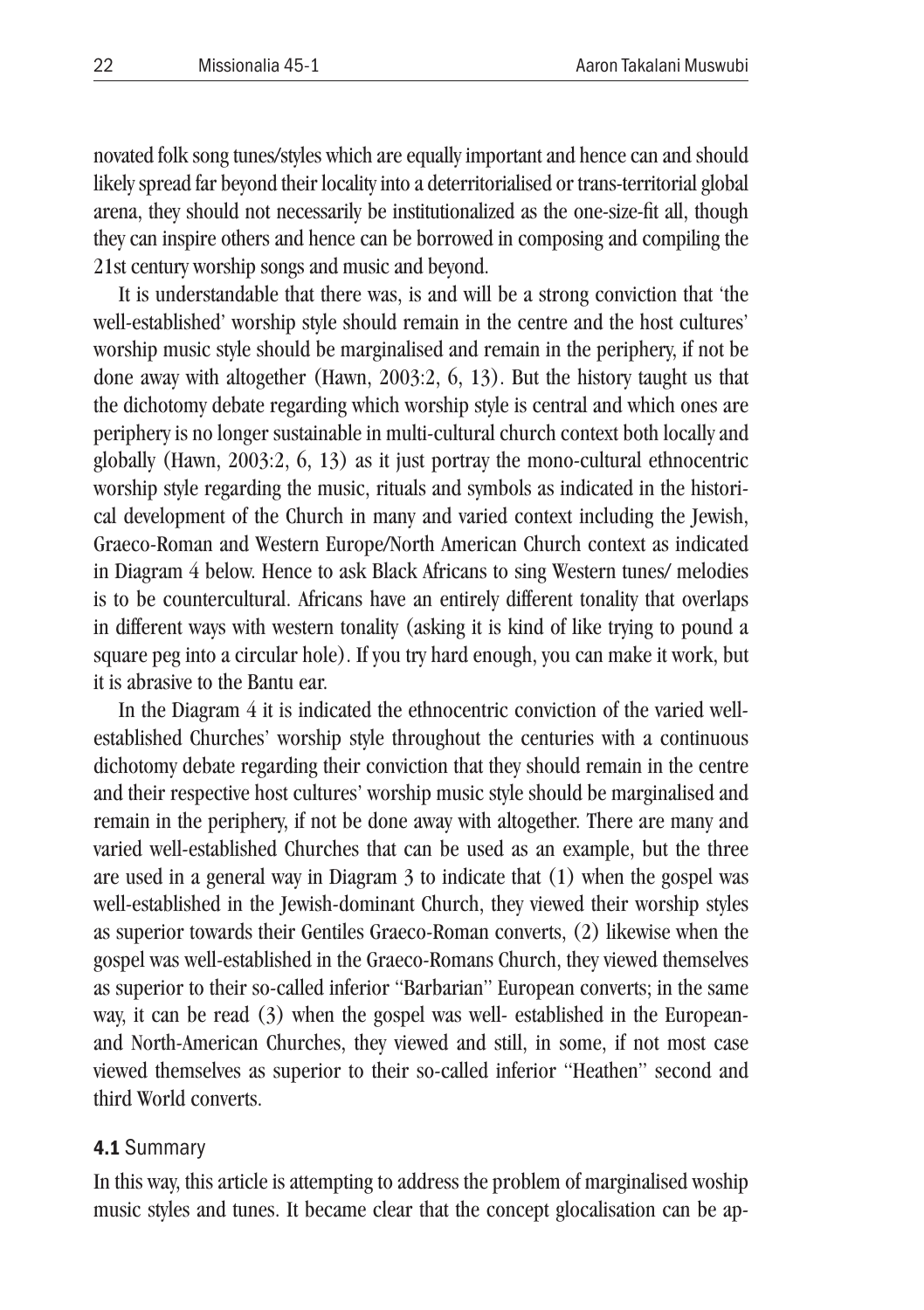novated folk song tunes/styles which are equally important and hence can and should likely spread far beyond their locality into a deterritorialised or trans-territorial global arena, they should not necessarily be institutionalized as the one-size-fit all, though they can inspire others and hence can be borrowed in composing and compiling the 21st century worship songs and music and beyond.

It is understandable that there was, is and will be a strong conviction that 'the well-established' worship style should remain in the centre and the host cultures' worship music style should be marginalised and remain in the periphery, if not be done away with altogether (Hawn, 2003:2, 6, 13). But the history taught us that the dichotomy debate regarding which worship style is central and which ones are periphery is no longer sustainable in multi-cultural church context both locally and globally (Hawn, 2003:2, 6, 13) as it just portray the mono-cultural ethnocentric worship style regarding the music, rituals and symbols as indicated in the historical development of the Church in many and varied context including the Jewish, Graeco-Roman and Western Europe/North American Church context as indicated in Diagram 4 below. Hence to ask Black Africans to sing Western tunes/ melodies is to be countercultural. Africans have an entirely different tonality that overlaps in different ways with western tonality (asking it is kind of like trying to pound a square peg into a circular hole). If you try hard enough, you can make it work, but it is abrasive to the Bantu ear.

In the Diagram 4 it is indicated the ethnocentric conviction of the varied well-established Churches' worship style throughout the centuries with a continuous dichotomy debate regarding their conviction that they should remain in the centre and their respective host cultures' worship music style should be marginalised and remain in the periphery, if not be done away with altogether. There are many and varied well-established Churches that can be used as an example, but the three are used in a general way in Diagram 3 to indicate that (1) when the gospel was well-established in the Jewish-dominant Church, they viewed their worship styles as superior towards their Gentiles Graeco-Roman converts, (2) likewise when the gospel was well-established in the Graeco-Romans Church, they viewed themselves as superior to their so-called inferior "Barbarian" European converts; in the same way, it can be read (3) when the gospel was well- established in the European-and North-American Churches, they viewed and still, in some, if not most case viewed themselves as superior to their so-called inferior "Heathen" second and third World converts.

### 4.1 Summary

In this way, this article is attempting to address the problem of marginalised woship music styles and tunes. It became clear that the concept glocalisation can be ap-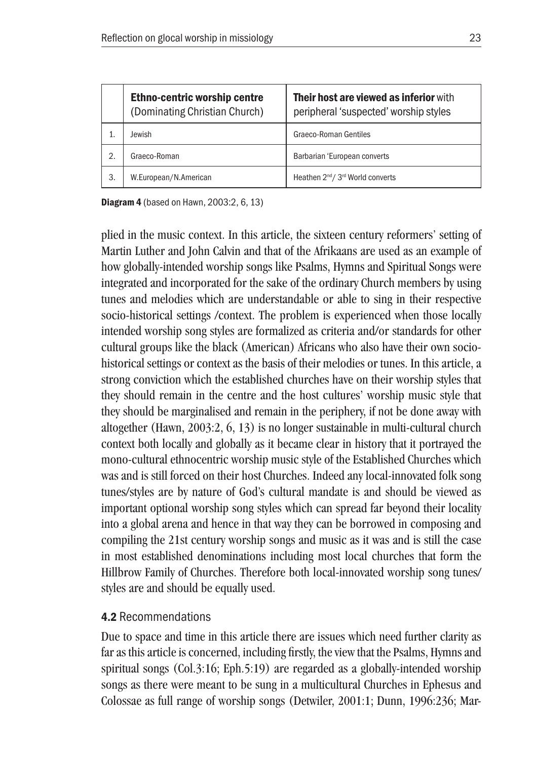| | **Ethno-centric worship centre** (Dominating Christian Church) | **Their host are viewed as inferior** with peripheral 'suspected' worship styles |
|---|---|---|
| 1. | Jewish | Graeco-Roman Gentiles |
| 2. | Graeco-Roman | Barbarian 'European converts |
| 3. | W.European/N.American | Heathen 2nd/ 3rd World converts |

**Diagram 4** (based on Hawn, 2003:2, 6, 13)

plied in the music context. In this article, the sixteen century reformers' setting of Martin Luther and John Calvin and that of the Afrikaans are used as an example of how globally-intended worship songs like Psalms, Hymns and Spiritual Songs were integrated and incorporated for the sake of the ordinary Church members by using tunes and melodies which are understandable or able to sing in their respective socio-historical settings /context. The problem is experienced when those locally intended worship song styles are formalized as criteria and/or standards for other cultural groups like the black (American) Africans who also have their own socio-historical settings or context as the basis of their melodies or tunes. In this article, a strong conviction which the established churches have on their worship styles that they should remain in the centre and the host cultures' worship music style that they should be marginalised and remain in the periphery, if not be done away with altogether (Hawn, 2003:2, 6, 13) is no longer sustainable in multi-cultural church context both locally and globally as it became clear in history that it portrayed the mono-cultural ethnocentric worship music style of the Established Churches which was and is still forced on their host Churches. Indeed any local-innovated folk song tunes/styles are by nature of God's cultural mandate is and should be viewed as important optional worship song styles which can spread far beyond their locality into a global arena and hence in that way they can be borrowed in composing and compiling the 21st century worship songs and music as it was and is still the case in most established denominations including most local churches that form the Hillbrow Family of Churches. Therefore both local-innovated worship song tunes/styles are and should be equally used.

### 4.2 Recommendations

Due to space and time in this article there are issues which need further clarity as far as this article is concerned, including firstly, the view that the Psalms, Hymns and spiritual songs (Col.3:16; Eph.5:19) are regarded as a globally-intended worship songs as there were meant to be sung in a multicultural Churches in Ephesus and Colossae as full range of worship songs (Detwiler, 2001:1; Dunn, 1996:236; Mar-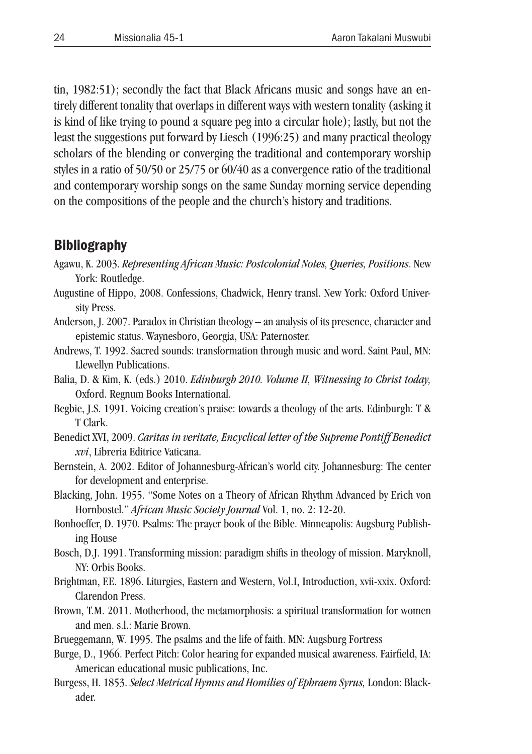tin, 1982:51); secondly the fact that Black Africans music and songs have an entirely different tonality that overlaps in different ways with western tonality (asking it is kind of like trying to pound a square peg into a circular hole); lastly, but not the least the suggestions put forward by Liesch (1996:25) and many practical theology scholars of the blending or converging the traditional and contemporary worship styles in a ratio of 50/50 or 25/75 or 60/40 as a convergence ratio of the traditional and contemporary worship songs on the same Sunday morning service depending on the compositions of the people and the church's history and traditions.

## Bibliography

Agawu, K. 2003. *Representing African Music: Postcolonial Notes, Queries, Positions*. New York: Routledge.

Augustine of Hippo, 2008. Confessions, Chadwick, Henry transl. New York: Oxford University Press.

Anderson, J. 2007. Paradox in Christian theology – an analysis of its presence, character and epistemic status. Waynesboro, Georgia, USA: Paternoster.

Andrews, T. 1992. Sacred sounds: transformation through music and word. Saint Paul, MN: Llewellyn Publications.

Balia, D. & Kim, K. (eds.) 2010. *Edinburgh 2010. Volume II, Witnessing to Christ today,* Oxford. Regnum Books International.

Begbie, J.S. 1991. Voicing creation's praise: towards a theology of the arts. Edinburgh: T & T Clark.

Benedict XVI, 2009. *Caritas in veritate, Encyclical letter of the Supreme Pontiff Benedict xvi*, Libreria Editrice Vaticana.

Bernstein, A. 2002. Editor of Johannesburg-African's world city. Johannesburg: The center for development and enterprise.

Blacking, John. 1955. "Some Notes on a Theory of African Rhythm Advanced by Erich von Hornbostel." *African Music Society Journal* Vol. 1, no. 2: 12-20.

Bonhoeffer, D. 1970. Psalms: The prayer book of the Bible. Minneapolis: Augsburg Publishing House

Bosch, D.J. 1991. Transforming mission: paradigm shifts in theology of mission. Maryknoll, NY: Orbis Books.

Brightman, F.E. 1896. Liturgies, Eastern and Western, Vol.I, Introduction, xvii-xxix. Oxford: Clarendon Press.

Brown, T.M. 2011. Motherhood, the metamorphosis: a spiritual transformation for women and men. s.l.: Marie Brown.

Brueggemann, W. 1995. The psalms and the life of faith. MN: Augsburg Fortress

Burge, D., 1966. Perfect Pitch: Color hearing for expanded musical awareness. Fairfield, IA: American educational music publications, Inc.

Burgess, H. 1853. *Select Metrical Hymns and Homilies of Ephraem Syrus,* London: Blackader.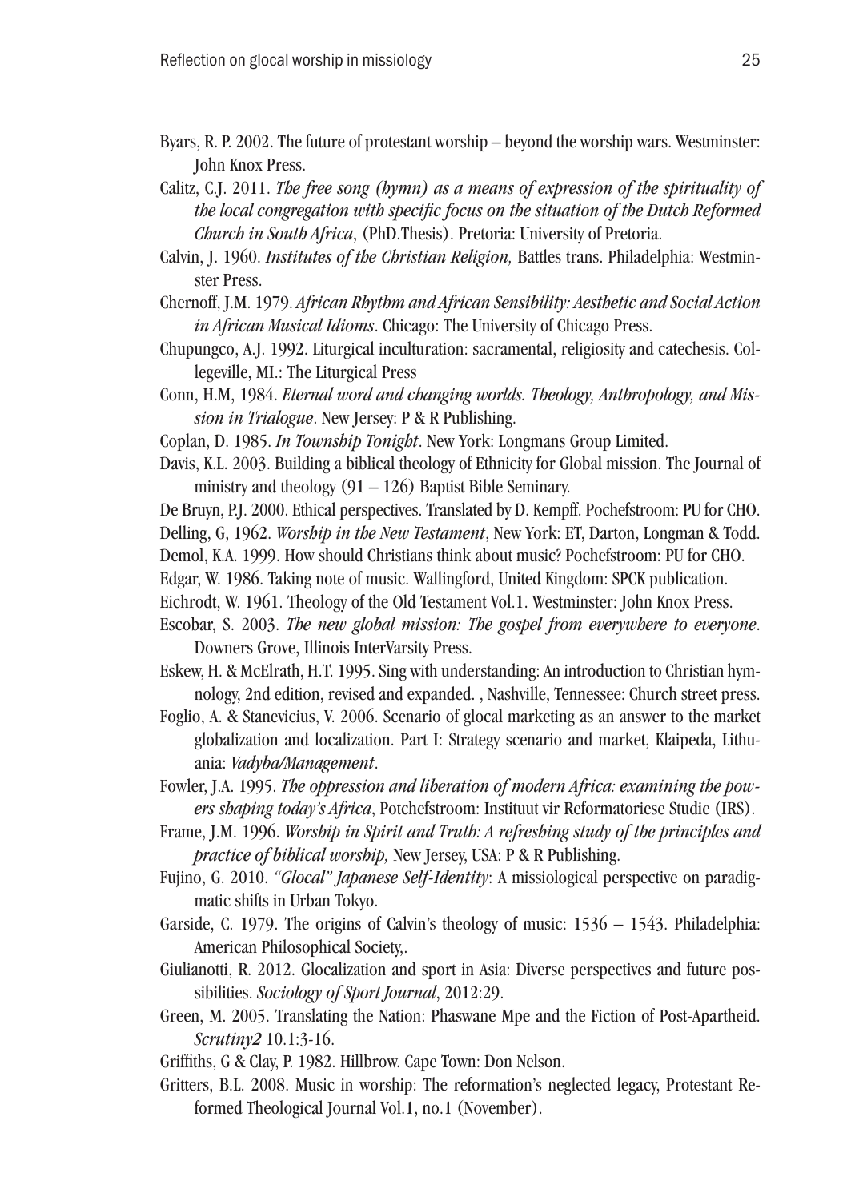Byars, R. P. 2002. The future of protestant worship – beyond the worship wars. Westminster: John Knox Press.

Calitz, C.J. 2011. *The free song (hymn) as a means of expression of the spirituality of the local congregation with specific focus on the situation of the Dutch Reformed Church in South Africa*, (PhD.Thesis). Pretoria: University of Pretoria.

Calvin, J. 1960. *Institutes of the Christian Religion,* Battles trans. Philadelphia: Westminster Press.

Chernoff, J.M. 1979. *African Rhythm and African Sensibility: Aesthetic and Social Action in African Musical Idioms*. Chicago: The University of Chicago Press.

Chupungco, A.J. 1992. Liturgical inculturation: sacramental, religiosity and catechesis. Collegeville, MI.: The Liturgical Press

Conn, H.M, 1984. *Eternal word and changing worlds. Theology, Anthropology, and Mission in Trialogue*. New Jersey: P & R Publishing.

Coplan, D. 1985. *In Township Tonight*. New York: Longmans Group Limited.

Davis, K.L. 2003. Building a biblical theology of Ethnicity for Global mission. The Journal of ministry and theology (91 – 126) Baptist Bible Seminary.

De Bruyn, P.J. 2000. Ethical perspectives. Translated by D. Kempff. Pochefstroom: PU for CHO.

Delling, G, 1962. *Worship in the New Testament*, New York: ET, Darton, Longman & Todd.

Demol, K.A. 1999. How should Christians think about music? Pochefstroom: PU for CHO.

Edgar, W. 1986. Taking note of music. Wallingford, United Kingdom: SPCK publication.

Eichrodt, W. 1961. Theology of the Old Testament Vol.1. Westminster: John Knox Press.

Escobar, S. 2003. *The new global mission: The gospel from everywhere to everyone*. Downers Grove, Illinois InterVarsity Press.

Eskew, H. & McElrath, H.T. 1995. Sing with understanding: An introduction to Christian hymnology, 2nd edition, revised and expanded. , Nashville, Tennessee: Church street press.

Foglio, A. & Stanevicius, V. 2006. Scenario of glocal marketing as an answer to the market globalization and localization. Part I: Strategy scenario and market, Klaipeda, Lithuania: *Vadyba/Management*.

Fowler, J.A. 1995. *The oppression and liberation of modern Africa: examining the powers shaping today's Africa*, Potchefstroom: Instituut vir Reformatoriese Studie (IRS).

Frame, J.M. 1996. *Worship in Spirit and Truth: A refreshing study of the principles and practice of biblical worship,* New Jersey, USA: P & R Publishing.

Fujino, G. 2010. *"Glocal" Japanese Self-Identity*: A missiological perspective on paradigmatic shifts in Urban Tokyo.

Garside, C. 1979. The origins of Calvin's theology of music: 1536 – 1543. Philadelphia: American Philosophical Society,.

Giulianotti, R. 2012. Glocalization and sport in Asia: Diverse perspectives and future possibilities. *Sociology of Sport Journal*, 2012:29.

Green, M. 2005. Translating the Nation: Phaswane Mpe and the Fiction of Post-Apartheid. *Scrutiny2* 10.1:3-16.

Griffiths, G & Clay, P. 1982. Hillbrow. Cape Town: Don Nelson.

Gritters, B.L. 2008. Music in worship: The reformation's neglected legacy, Protestant Reformed Theological Journal Vol.1, no.1 (November).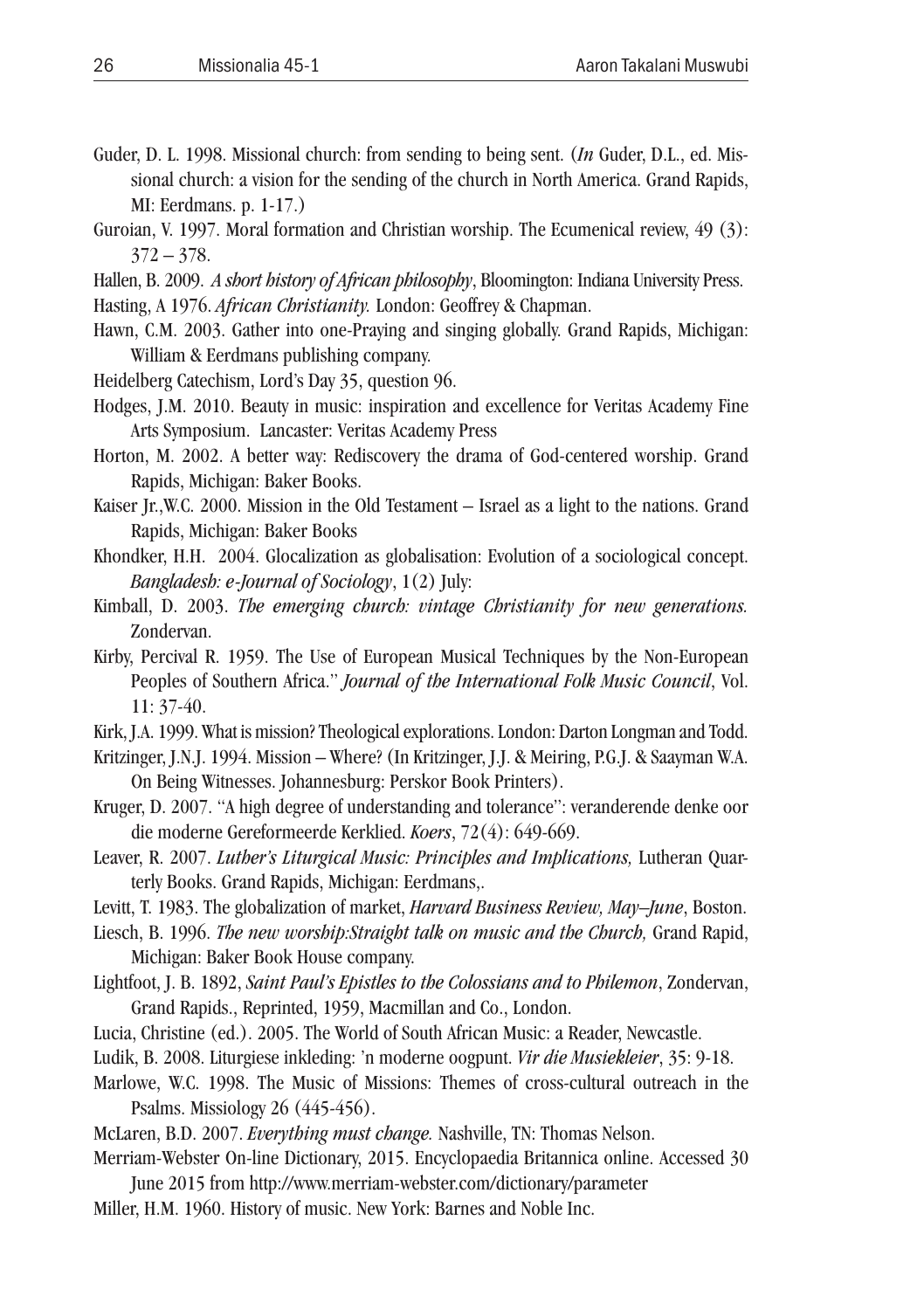Guder, D. L. 1998. Missional church: from sending to being sent. (*In* Guder, D.L., ed. Missional church: a vision for the sending of the church in North America. Grand Rapids, MI: Eerdmans. p. 1-17.)

Guroian, V. 1997. Moral formation and Christian worship. The Ecumenical review, 49 (3): 372 – 378.

Hallen, B. 2009. *A short history of African philosophy*, Bloomington: Indiana University Press.

Hasting, A 1976. *African Christianity.* London: Geoffrey & Chapman.

Hawn, C.M. 2003. Gather into one-Praying and singing globally. Grand Rapids, Michigan: William & Eerdmans publishing company.

Heidelberg Catechism, Lord's Day 35, question 96.

Hodges, J.M. 2010. Beauty in music: inspiration and excellence for Veritas Academy Fine Arts Symposium. Lancaster: Veritas Academy Press

Horton, M. 2002. A better way: Rediscovery the drama of God-centered worship. Grand Rapids, Michigan: Baker Books.

Kaiser Jr.,W.C. 2000. Mission in the Old Testament – Israel as a light to the nations. Grand Rapids, Michigan: Baker Books

Khondker, H.H. 2004. Glocalization as globalisation: Evolution of a sociological concept. *Bangladesh: e-Journal of Sociology*, 1(2) July:

Kimball, D. 2003. *The emerging church: vintage Christianity for new generations.* Zondervan.

Kirby, Percival R. 1959. The Use of European Musical Techniques by the Non-European Peoples of Southern Africa." *Journal of the International Folk Music Council*, Vol. 11: 37-40.

Kirk, J.A. 1999. What is mission? Theological explorations. London: Darton Longman and Todd.

Kritzinger, J.N.J. 1994. Mission – Where? (In Kritzinger, J.J. & Meiring, P.G.J. & Saayman W.A. On Being Witnesses. Johannesburg: Perskor Book Printers).

Kruger, D. 2007. "A high degree of understanding and tolerance": veranderende denke oor die moderne Gereformeerde Kerklied. *Koers*, 72(4): 649-669.

Leaver, R. 2007. *Luther's Liturgical Music: Principles and Implications,* Lutheran Quarterly Books. Grand Rapids, Michigan: Eerdmans,.

Levitt, T. 1983. The globalization of market, *Harvard Business Review, May–June*, Boston.

Liesch, B. 1996. *The new worship:Straight talk on music and the Church,* Grand Rapid, Michigan: Baker Book House company.

Lightfoot, J. B. 1892, *Saint Paul's Epistles to the Colossians and to Philemon*, Zondervan, Grand Rapids., Reprinted, 1959, Macmillan and Co., London.

Lucia, Christine (ed.). 2005. The World of South African Music: a Reader, Newcastle.

Ludik, B. 2008. Liturgiese inkleding: 'n moderne oogpunt. *Vir die Musiekleier*, 35: 9-18.

Marlowe, W.C. 1998. The Music of Missions: Themes of cross-cultural outreach in the Psalms. Missiology 26 (445-456).

McLaren, B.D. 2007. *Everything must change.* Nashville, TN: Thomas Nelson.

Merriam-Webster On-line Dictionary, 2015. Encyclopaedia Britannica online. Accessed 30 June 2015 from http://www.merriam-webster.com/dictionary/parameter

Miller, H.M. 1960. History of music. New York: Barnes and Noble Inc.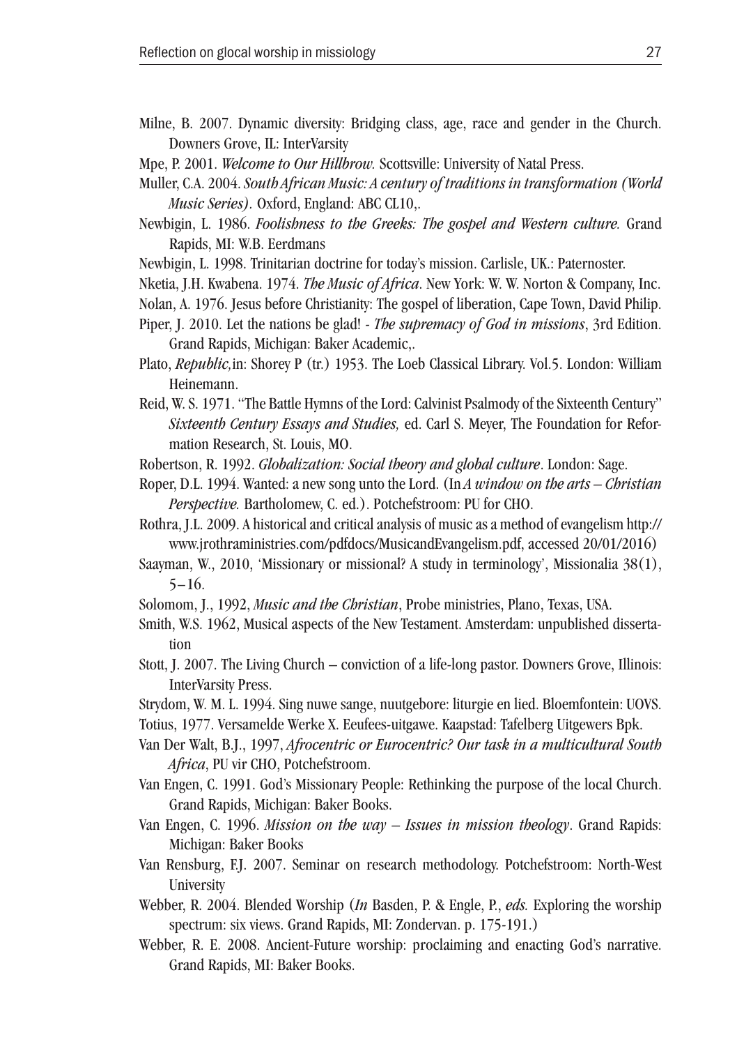Milne, B. 2007. Dynamic diversity: Bridging class, age, race and gender in the Church. Downers Grove, IL: InterVarsity

Mpe, P. 2001. *Welcome to Our Hillbrow.* Scottsville: University of Natal Press.

Muller, C.A. 2004. *South African Music: A century of traditions in transformation (World Music Series).* Oxford, England: ABC CL10,.

Newbigin, L. 1986. *Foolishness to the Greeks: The gospel and Western culture.* Grand Rapids, MI: W.B. Eerdmans

Newbigin, L. 1998. Trinitarian doctrine for today's mission. Carlisle, UK.: Paternoster.

Nketia, J.H. Kwabena. 1974. *The Music of Africa*. New York: W. W. Norton & Company, Inc.

Nolan, A. 1976. Jesus before Christianity: The gospel of liberation, Cape Town, David Philip.

Piper, J. 2010. Let the nations be glad! - *The supremacy of God in missions*, 3rd Edition. Grand Rapids, Michigan: Baker Academic,.

Plato, *Republic,* in: Shorey P (tr.) 1953. The Loeb Classical Library. Vol.5. London: William Heinemann.

Reid, W. S. 1971. "The Battle Hymns of the Lord: Calvinist Psalmody of the Sixteenth Century" *Sixteenth Century Essays and Studies,* ed. Carl S. Meyer, The Foundation for Reformation Research, St. Louis, MO.

Robertson, R. 1992. *Globalization: Social theory and global culture*. London: Sage.

Roper, D.L. 1994. Wanted: a new song unto the Lord. (In *A window on the arts – Christian Perspective.* Bartholomew, C. ed.). Potchefstroom: PU for CHO.

Rothra, J.L. 2009. A historical and critical analysis of music as a method of evangelism http://www.jrothraministries.com/pdfdocs/MusicandEvangelism.pdf, accessed 20/01/2016)

Saayman, W., 2010, 'Missionary or missional? A study in terminology', Missionalia 38(1), 5–16.

Solomom, J., 1992, *Music and the Christian*, Probe ministries, Plano, Texas, USA.

Smith, W.S. 1962, Musical aspects of the New Testament. Amsterdam: unpublished dissertation

Stott, J. 2007. The Living Church – conviction of a life-long pastor. Downers Grove, Illinois: InterVarsity Press.

Strydom, W. M. L. 1994. Sing nuwe sange, nuutgebore: liturgie en lied. Bloemfontein: UOVS.

Totius, 1977. Versamelde Werke X. Eeufees-uitgawe. Kaapstad: Tafelberg Uitgewers Bpk.

Van Der Walt, B.J., 1997, *Afrocentric or Eurocentric? Our task in a multicultural South Africa*, PU vir CHO, Potchefstroom.

Van Engen, C. 1991. God's Missionary People: Rethinking the purpose of the local Church. Grand Rapids, Michigan: Baker Books.

Van Engen, C. 1996. *Mission on the way – Issues in mission theology*. Grand Rapids: Michigan: Baker Books

Van Rensburg, F.J. 2007. Seminar on research methodology. Potchefstroom: North-West University

Webber, R. 2004. Blended Worship (*In* Basden, P. & Engle, P., *eds.* Exploring the worship spectrum: six views. Grand Rapids, MI: Zondervan. p. 175-191.)

Webber, R. E. 2008. Ancient-Future worship: proclaiming and enacting God's narrative. Grand Rapids, MI: Baker Books.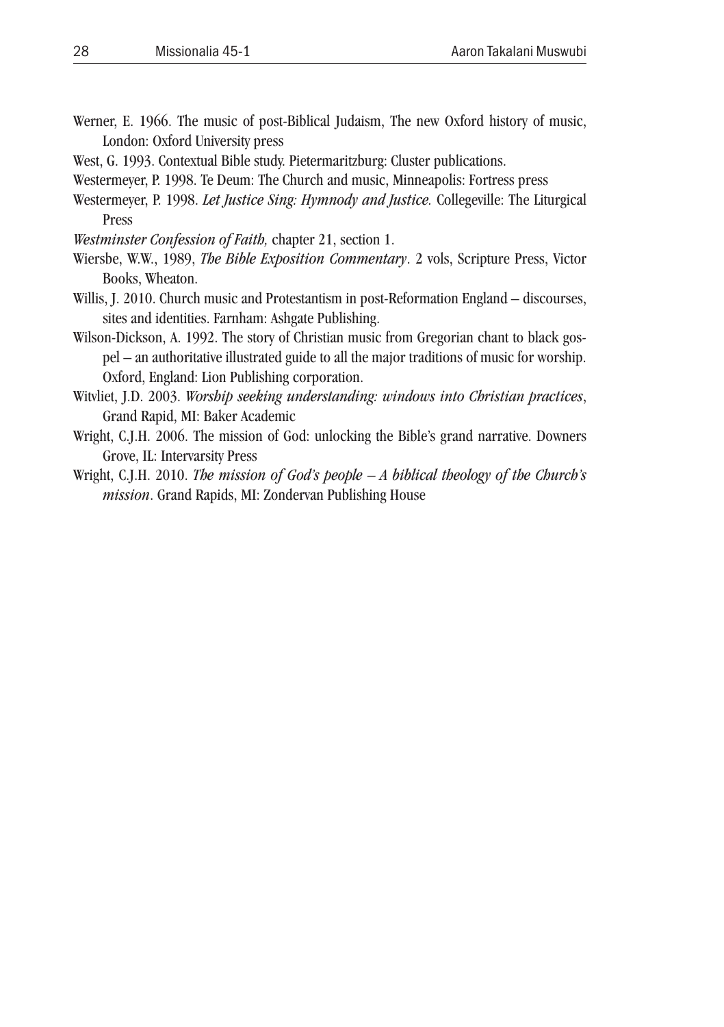Werner, E. 1966. The music of post-Biblical Judaism, The new Oxford history of music, London: Oxford University press

West, G. 1993. Contextual Bible study. Pietermaritzburg: Cluster publications.

Westermeyer, P. 1998. Te Deum: The Church and music, Minneapolis: Fortress press

Westermeyer, P. 1998. *Let Justice Sing: Hymnody and Justice.* Collegeville: The Liturgical Press

*Westminster Confession of Faith,* chapter 21, section 1.

Wiersbe, W.W., 1989, *The Bible Exposition Commentary*. 2 vols, Scripture Press, Victor Books, Wheaton.

Willis, J. 2010. Church music and Protestantism in post-Reformation England – discourses, sites and identities. Farnham: Ashgate Publishing.

Wilson-Dickson, A. 1992. The story of Christian music from Gregorian chant to black gospel – an authoritative illustrated guide to all the major traditions of music for worship. Oxford, England: Lion Publishing corporation.

Witvliet, J.D. 2003. *Worship seeking understanding: windows into Christian practices*, Grand Rapid, MI: Baker Academic

Wright, C.J.H. 2006. The mission of God: unlocking the Bible's grand narrative. Downers Grove, IL: Intervarsity Press

Wright, C.J.H. 2010. *The mission of God's people – A biblical theology of the Church's mission*. Grand Rapids, MI: Zondervan Publishing House